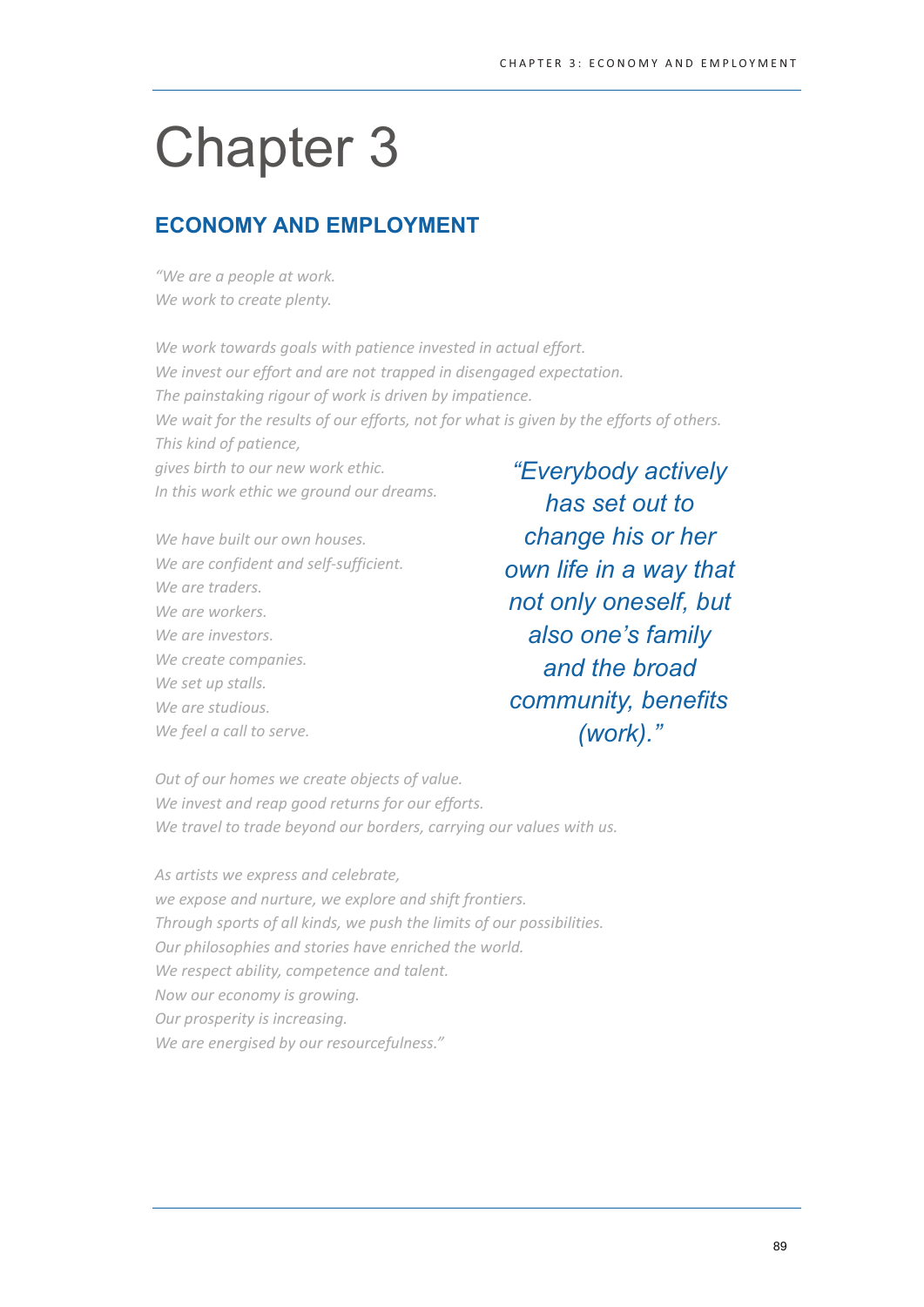# Chapter 3

## ECONOMY AND EMPLOYMENT

*"We are a people at work.*
*We work to create plenty.*

*We work towards goals with patience invested in actual effort.*
*We invest our effort and are not trapped in disengaged expectation.*
*The painstaking rigour of work is driven by impatience.*
*We wait for the results of our efforts, not for what is given by the efforts of others.*
*This kind of patience,*
*gives birth to our new work ethic.*
*In this work ethic we ground our dreams.*

*We have built our own houses.*
*We are confident and self-sufficient.*
*We are traders.*
*We are workers.*
*We are investors.*
*We create companies.*
*We set up stalls.*
*We are studious.*
*We feel a call to serve.*

*Out of our homes we create objects of value.*
*We invest and reap good returns for our efforts.*
*We travel to trade beyond our borders, carrying our values with us.*

*As artists we express and celebrate,*
*we expose and nurture, we explore and shift frontiers.*
*Through sports of all kinds, we push the limits of our possibilities.*
*Our philosophies and stories have enriched the world.*
*We respect ability, competence and talent.*
*Now our economy is growing.*
*Our prosperity is increasing.*
*We are energised by our resourcefulness."*

> *"Everybody actively has set out to change his or her own life in a way that not only oneself, but also one's family and the broad community, benefits (work)."*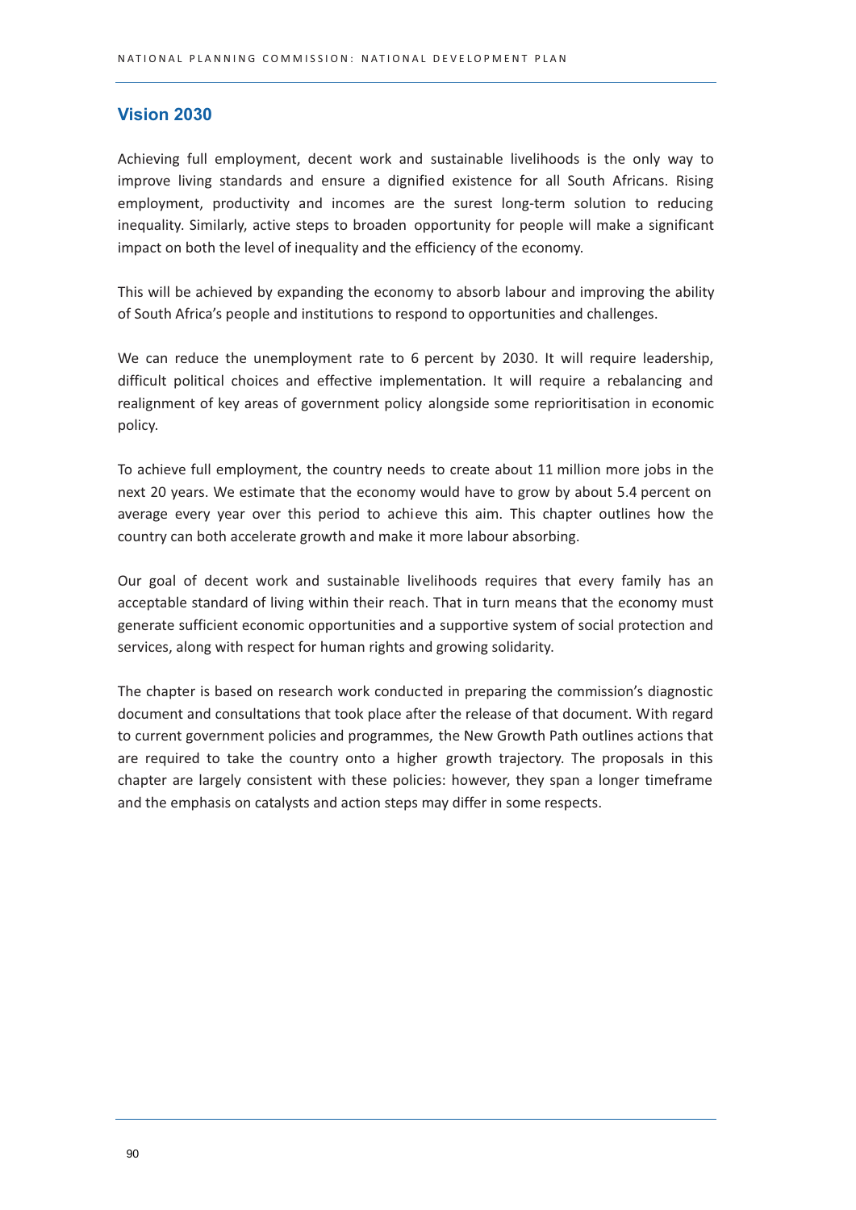## Vision 2030

Achieving full employment, decent work and sustainable livelihoods is the only way to improve living standards and ensure a dignified existence for all South Africans. Rising employment, productivity and incomes are the surest long-term solution to reducing inequality. Similarly, active steps to broaden opportunity for people will make a significant impact on both the level of inequality and the efficiency of the economy.

This will be achieved by expanding the economy to absorb labour and improving the ability of South Africa's people and institutions to respond to opportunities and challenges.

We can reduce the unemployment rate to 6 percent by 2030. It will require leadership, difficult political choices and effective implementation. It will require a rebalancing and realignment of key areas of government policy alongside some reprioritisation in economic policy.

To achieve full employment, the country needs to create about 11 million more jobs in the next 20 years. We estimate that the economy would have to grow by about 5.4 percent on average every year over this period to achieve this aim. This chapter outlines how the country can both accelerate growth and make it more labour absorbing.

Our goal of decent work and sustainable livelihoods requires that every family has an acceptable standard of living within their reach. That in turn means that the economy must generate sufficient economic opportunities and a supportive system of social protection and services, along with respect for human rights and growing solidarity.

The chapter is based on research work conducted in preparing the commission's diagnostic document and consultations that took place after the release of that document. With regard to current government policies and programmes, the New Growth Path outlines actions that are required to take the country onto a higher growth trajectory. The proposals in this chapter are largely consistent with these policies: however, they span a longer timeframe and the emphasis on catalysts and action steps may differ in some respects.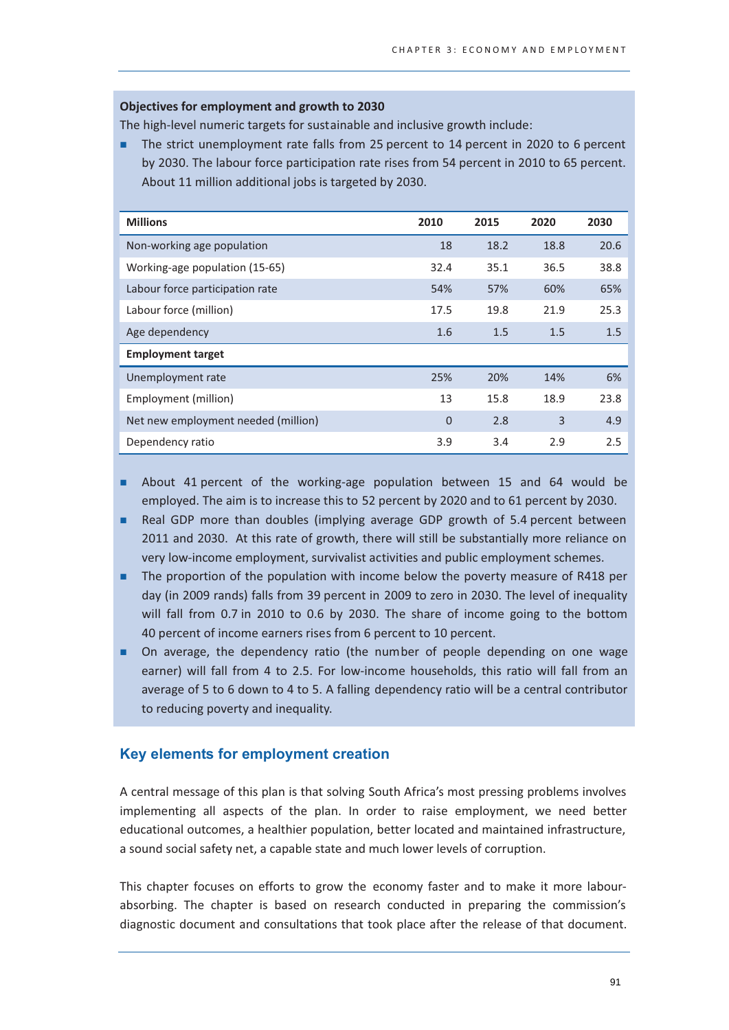### Objectives for employment and growth to 2030

The high-level numeric targets for sustainable and inclusive growth include:

- The strict unemployment rate falls from 25 percent to 14 percent in 2020 to 6 percent by 2030. The labour force participation rate rises from 54 percent in 2010 to 65 percent. About 11 million additional jobs is targeted by 2030.

| Millions | 2010 | 2015 | 2020 | 2030 |
|---|---|---|---|---|
| Non-working age population | 18 | 18.2 | 18.8 | 20.6 |
| Working-age population (15-65) | 32.4 | 35.1 | 36.5 | 38.8 |
| Labour force participation rate | 54% | 57% | 60% | 65% |
| Labour force (million) | 17.5 | 19.8 | 21.9 | 25.3 |
| Age dependency | 1.6 | 1.5 | 1.5 | 1.5 |
| **Employment target** | | | | |
| Unemployment rate | 25% | 20% | 14% | 6% |
| Employment (million) | 13 | 15.8 | 18.9 | 23.8 |
| Net new employment needed (million) | 0 | 2.8 | 3 | 4.9 |
| Dependency ratio | 3.9 | 3.4 | 2.9 | 2.5 |

- About 41 percent of the working-age population between 15 and 64 would be employed. The aim is to increase this to 52 percent by 2020 and to 61 percent by 2030.
- Real GDP more than doubles (implying average GDP growth of 5.4 percent between 2011 and 2030. At this rate of growth, there will still be substantially more reliance on very low-income employment, survivalist activities and public employment schemes.
- The proportion of the population with income below the poverty measure of R418 per day (in 2009 rands) falls from 39 percent in 2009 to zero in 2030. The level of inequality will fall from 0.7 in 2010 to 0.6 by 2030. The share of income going to the bottom 40 percent of income earners rises from 6 percent to 10 percent.
- On average, the dependency ratio (the number of people depending on one wage earner) will fall from 4 to 2.5. For low-income households, this ratio will fall from an average of 5 to 6 down to 4 to 5. A falling dependency ratio will be a central contributor to reducing poverty and inequality.

## Key elements for employment creation

A central message of this plan is that solving South Africa's most pressing problems involves implementing all aspects of the plan. In order to raise employment, we need better educational outcomes, a healthier population, better located and maintained infrastructure, a sound social safety net, a capable state and much lower levels of corruption.

This chapter focuses on efforts to grow the economy faster and to make it more labour-absorbing. The chapter is based on research conducted in preparing the commission's diagnostic document and consultations that took place after the release of that document.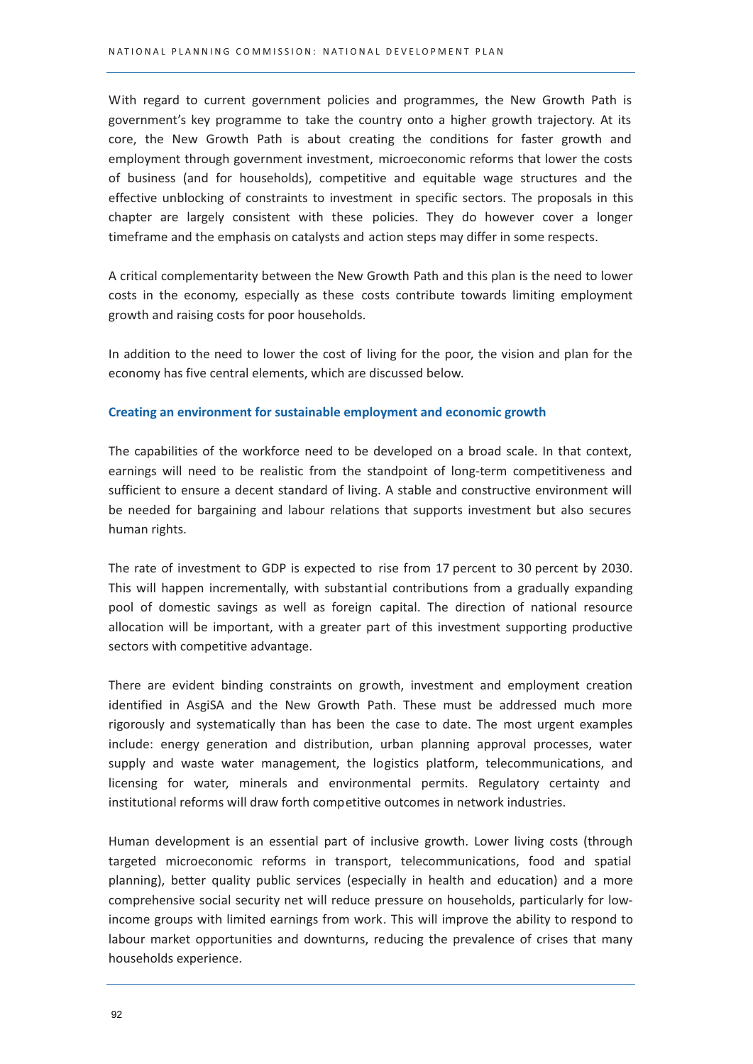With regard to current government policies and programmes, the New Growth Path is government's key programme to take the country onto a higher growth trajectory. At its core, the New Growth Path is about creating the conditions for faster growth and employment through government investment, microeconomic reforms that lower the costs of business (and for households), competitive and equitable wage structures and the effective unblocking of constraints to investment in specific sectors. The proposals in this chapter are largely consistent with these policies. They do however cover a longer timeframe and the emphasis on catalysts and action steps may differ in some respects.

A critical complementarity between the New Growth Path and this plan is the need to lower costs in the economy, especially as these costs contribute towards limiting employment growth and raising costs for poor households.

In addition to the need to lower the cost of living for the poor, the vision and plan for the economy has five central elements, which are discussed below.

### Creating an environment for sustainable employment and economic growth

The capabilities of the workforce need to be developed on a broad scale. In that context, earnings will need to be realistic from the standpoint of long-term competitiveness and sufficient to ensure a decent standard of living. A stable and constructive environment will be needed for bargaining and labour relations that supports investment but also secures human rights.

The rate of investment to GDP is expected to rise from 17 percent to 30 percent by 2030. This will happen incrementally, with substantial contributions from a gradually expanding pool of domestic savings as well as foreign capital. The direction of national resource allocation will be important, with a greater part of this investment supporting productive sectors with competitive advantage.

There are evident binding constraints on growth, investment and employment creation identified in AsgiSA and the New Growth Path. These must be addressed much more rigorously and systematically than has been the case to date. The most urgent examples include: energy generation and distribution, urban planning approval processes, water supply and waste water management, the logistics platform, telecommunications, and licensing for water, minerals and environmental permits. Regulatory certainty and institutional reforms will draw forth competitive outcomes in network industries.

Human development is an essential part of inclusive growth. Lower living costs (through targeted microeconomic reforms in transport, telecommunications, food and spatial planning), better quality public services (especially in health and education) and a more comprehensive social security net will reduce pressure on households, particularly for low-income groups with limited earnings from work. This will improve the ability to respond to labour market opportunities and downturns, reducing the prevalence of crises that many households experience.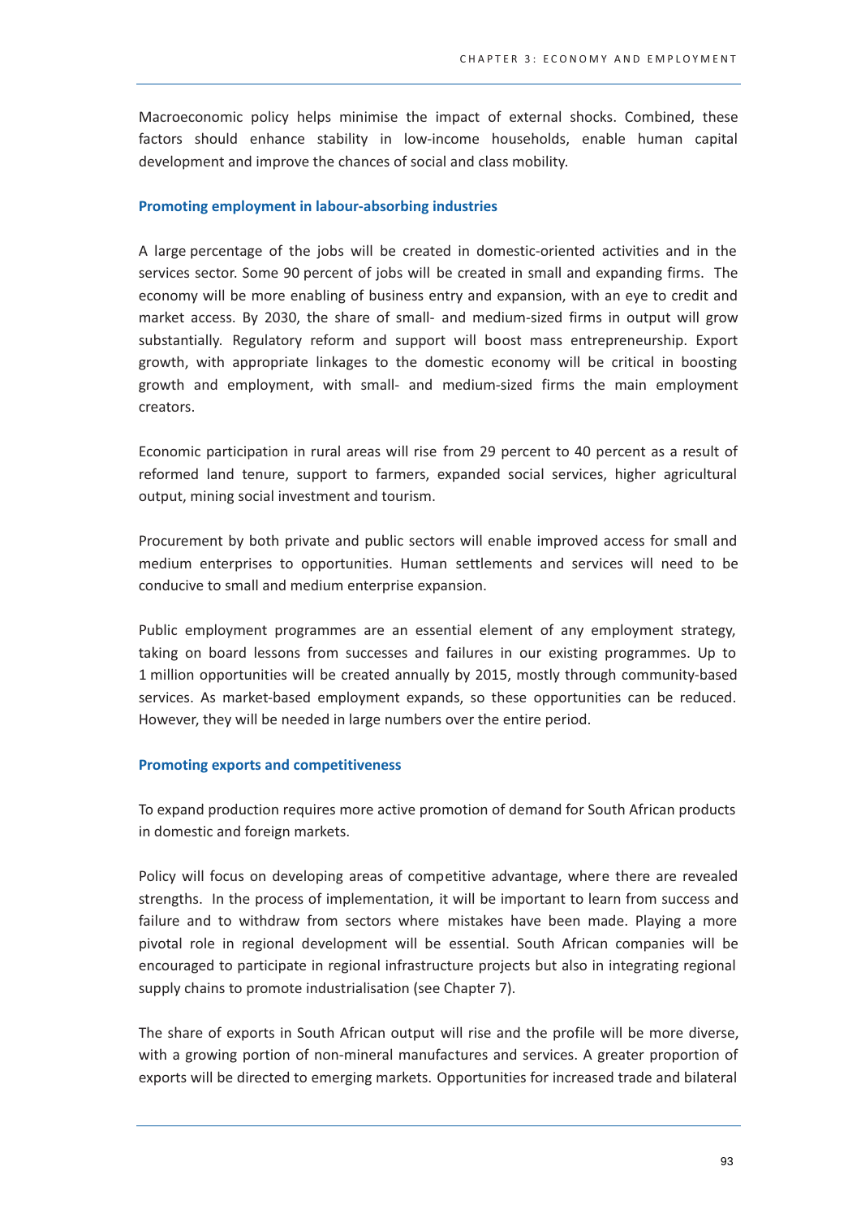Macroeconomic policy helps minimise the impact of external shocks. Combined, these factors should enhance stability in low-income households, enable human capital development and improve the chances of social and class mobility.

### Promoting employment in labour-absorbing industries

A large percentage of the jobs will be created in domestic-oriented activities and in the services sector. Some 90 percent of jobs will be created in small and expanding firms. The economy will be more enabling of business entry and expansion, with an eye to credit and market access. By 2030, the share of small- and medium-sized firms in output will grow substantially. Regulatory reform and support will boost mass entrepreneurship. Export growth, with appropriate linkages to the domestic economy will be critical in boosting growth and employment, with small- and medium-sized firms the main employment creators.

Economic participation in rural areas will rise from 29 percent to 40 percent as a result of reformed land tenure, support to farmers, expanded social services, higher agricultural output, mining social investment and tourism.

Procurement by both private and public sectors will enable improved access for small and medium enterprises to opportunities. Human settlements and services will need to be conducive to small and medium enterprise expansion.

Public employment programmes are an essential element of any employment strategy, taking on board lessons from successes and failures in our existing programmes. Up to 1 million opportunities will be created annually by 2015, mostly through community-based services. As market-based employment expands, so these opportunities can be reduced. However, they will be needed in large numbers over the entire period.

### Promoting exports and competitiveness

To expand production requires more active promotion of demand for South African products in domestic and foreign markets.

Policy will focus on developing areas of competitive advantage, where there are revealed strengths. In the process of implementation, it will be important to learn from success and failure and to withdraw from sectors where mistakes have been made. Playing a more pivotal role in regional development will be essential. South African companies will be encouraged to participate in regional infrastructure projects but also in integrating regional supply chains to promote industrialisation (see Chapter 7).

The share of exports in South African output will rise and the profile will be more diverse, with a growing portion of non-mineral manufactures and services. A greater proportion of exports will be directed to emerging markets. Opportunities for increased trade and bilateral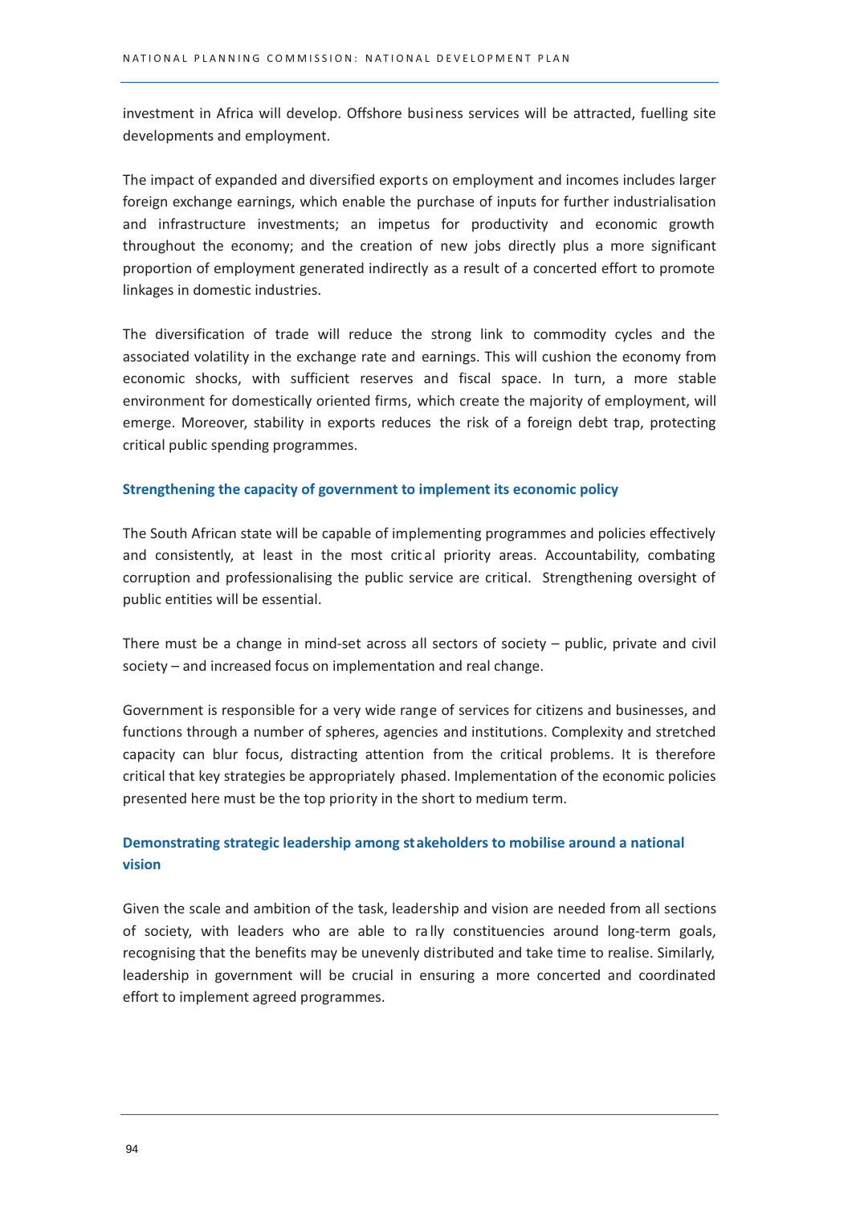investment in Africa will develop. Offshore business services will be attracted, fuelling site developments and employment.

The impact of expanded and diversified exports on employment and incomes includes larger foreign exchange earnings, which enable the purchase of inputs for further industrialisation and infrastructure investments; an impetus for productivity and economic growth throughout the economy; and the creation of new jobs directly plus a more significant proportion of employment generated indirectly as a result of a concerted effort to promote linkages in domestic industries.

The diversification of trade will reduce the strong link to commodity cycles and the associated volatility in the exchange rate and earnings. This will cushion the economy from economic shocks, with sufficient reserves and fiscal space. In turn, a more stable environment for domestically oriented firms, which create the majority of employment, will emerge. Moreover, stability in exports reduces the risk of a foreign debt trap, protecting critical public spending programmes.

### Strengthening the capacity of government to implement its economic policy

The South African state will be capable of implementing programmes and policies effectively and consistently, at least in the most critical priority areas. Accountability, combating corruption and professionalising the public service are critical. Strengthening oversight of public entities will be essential.

There must be a change in mind-set across all sectors of society – public, private and civil society – and increased focus on implementation and real change.

Government is responsible for a very wide range of services for citizens and businesses, and functions through a number of spheres, agencies and institutions. Complexity and stretched capacity can blur focus, distracting attention from the critical problems. It is therefore critical that key strategies be appropriately phased. Implementation of the economic policies presented here must be the top priority in the short to medium term.

### Demonstrating strategic leadership among stakeholders to mobilise around a national vision

Given the scale and ambition of the task, leadership and vision are needed from all sections of society, with leaders who are able to rally constituencies around long-term goals, recognising that the benefits may be unevenly distributed and take time to realise. Similarly, leadership in government will be crucial in ensuring a more concerted and coordinated effort to implement agreed programmes.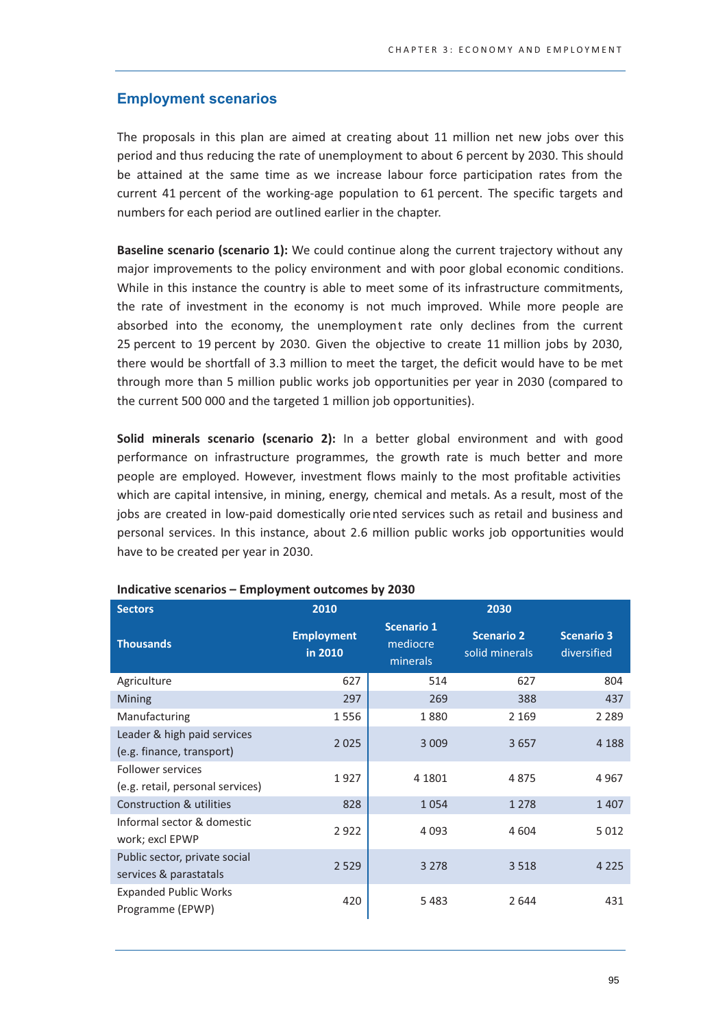## Employment scenarios

The proposals in this plan are aimed at creating about 11 million net new jobs over this period and thus reducing the rate of unemployment to about 6 percent by 2030. This should be attained at the same time as we increase labour force participation rates from the current 41 percent of the working-age population to 61 percent. The specific targets and numbers for each period are outlined earlier in the chapter.

**Baseline scenario (scenario 1):** We could continue along the current trajectory without any major improvements to the policy environment and with poor global economic conditions. While in this instance the country is able to meet some of its infrastructure commitments, the rate of investment in the economy is not much improved. While more people are absorbed into the economy, the unemployment rate only declines from the current 25 percent to 19 percent by 2030. Given the objective to create 11 million jobs by 2030, there would be shortfall of 3.3 million to meet the target, the deficit would have to be met through more than 5 million public works job opportunities per year in 2030 (compared to the current 500 000 and the targeted 1 million job opportunities).

**Solid minerals scenario (scenario 2):** In a better global environment and with good performance on infrastructure programmes, the growth rate is much better and more people are employed. However, investment flows mainly to the most profitable activities which are capital intensive, in mining, energy, chemical and metals. As a result, most of the jobs are created in low-paid domestically oriented services such as retail and business and personal services. In this instance, about 2.6 million public works job opportunities would have to be created per year in 2030.

**Indicative scenarios – Employment outcomes by 2030**

| Sectors | 2010 | 2030 | | |
|---|---|---|---|---|
| Thousands | Employment in 2010 | Scenario 1 mediocre minerals | Scenario 2 solid minerals | Scenario 3 diversified |
| Agriculture | 627 | 514 | 627 | 804 |
| Mining | 297 | 269 | 388 | 437 |
| Manufacturing | 1 556 | 1 880 | 2 169 | 2 289 |
| Leader & high paid services (e.g. finance, transport) | 2 025 | 3 009 | 3 657 | 4 188 |
| Follower services (e.g. retail, personal services) | 1 927 | 4 1801 | 4 875 | 4 967 |
| Construction & utilities | 828 | 1 054 | 1 278 | 1 407 |
| Informal sector & domestic work; excl EPWP | 2 922 | 4 093 | 4 604 | 5 012 |
| Public sector, private social services & parastatals | 2 529 | 3 278 | 3 518 | 4 225 |
| Expanded Public Works Programme (EPWP) | 420 | 5 483 | 2 644 | 431 |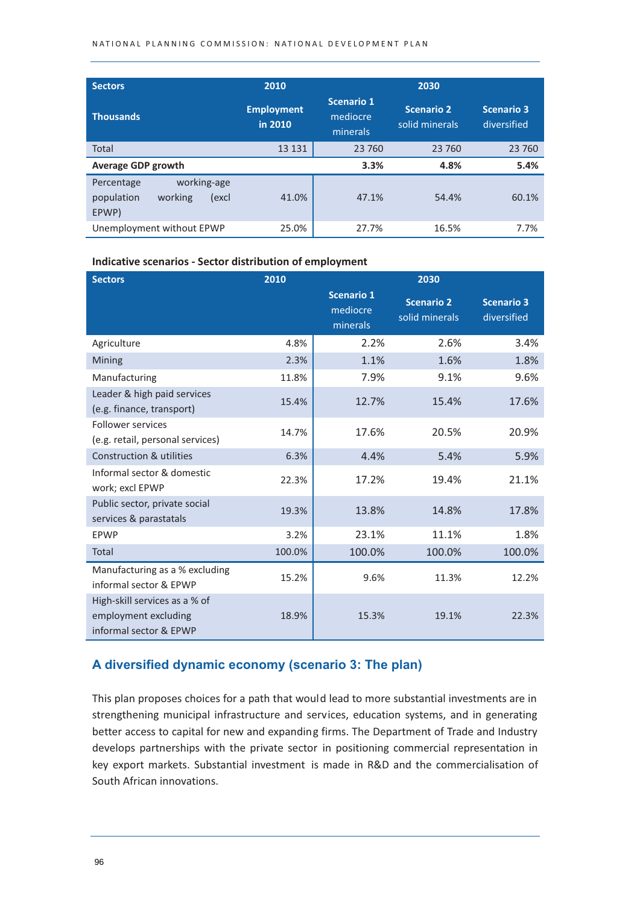| Sectors | 2010 | 2030 | | |
|---|---|---|---|---|
| Thousands | Employment in 2010 | Scenario 1 mediocre minerals | Scenario 2 solid minerals | Scenario 3 diversified |
| Total | 13 131 | 23 760 | 23 760 | 23 760 |
| **Average GDP growth** | | **3.3%** | **4.8%** | **5.4%** |
| Percentage working-age population working (excl EPWP) | 41.0% | 47.1% | 54.4% | 60.1% |
| Unemployment without EPWP | 25.0% | 27.7% | 16.5% | 7.7% |

**Indicative scenarios - Sector distribution of employment**

| Sectors | 2010 | 2030 | | |
|---|---|---|---|---|
| | | Scenario 1 mediocre minerals | Scenario 2 solid minerals | Scenario 3 diversified |
| Agriculture | 4.8% | 2.2% | 2.6% | 3.4% |
| Mining | 2.3% | 1.1% | 1.6% | 1.8% |
| Manufacturing | 11.8% | 7.9% | 9.1% | 9.6% |
| Leader & high paid services (e.g. finance, transport) | 15.4% | 12.7% | 15.4% | 17.6% |
| Follower services (e.g. retail, personal services) | 14.7% | 17.6% | 20.5% | 20.9% |
| Construction & utilities | 6.3% | 4.4% | 5.4% | 5.9% |
| Informal sector & domestic work; excl EPWP | 22.3% | 17.2% | 19.4% | 21.1% |
| Public sector, private social services & parastatals | 19.3% | 13.8% | 14.8% | 17.8% |
| EPWP | 3.2% | 23.1% | 11.1% | 1.8% |
| Total | 100.0% | 100.0% | 100.0% | 100.0% |
| Manufacturing as a % excluding informal sector & EPWP | 15.2% | 9.6% | 11.3% | 12.2% |
| High-skill services as a % of employment excluding informal sector & EPWP | 18.9% | 15.3% | 19.1% | 22.3% |

## A diversified dynamic economy (scenario 3: The plan)

This plan proposes choices for a path that would lead to more substantial investments are in strengthening municipal infrastructure and services, education systems, and in generating better access to capital for new and expanding firms. The Department of Trade and Industry develops partnerships with the private sector in positioning commercial representation in key export markets. Substantial investment is made in R&D and the commercialisation of South African innovations.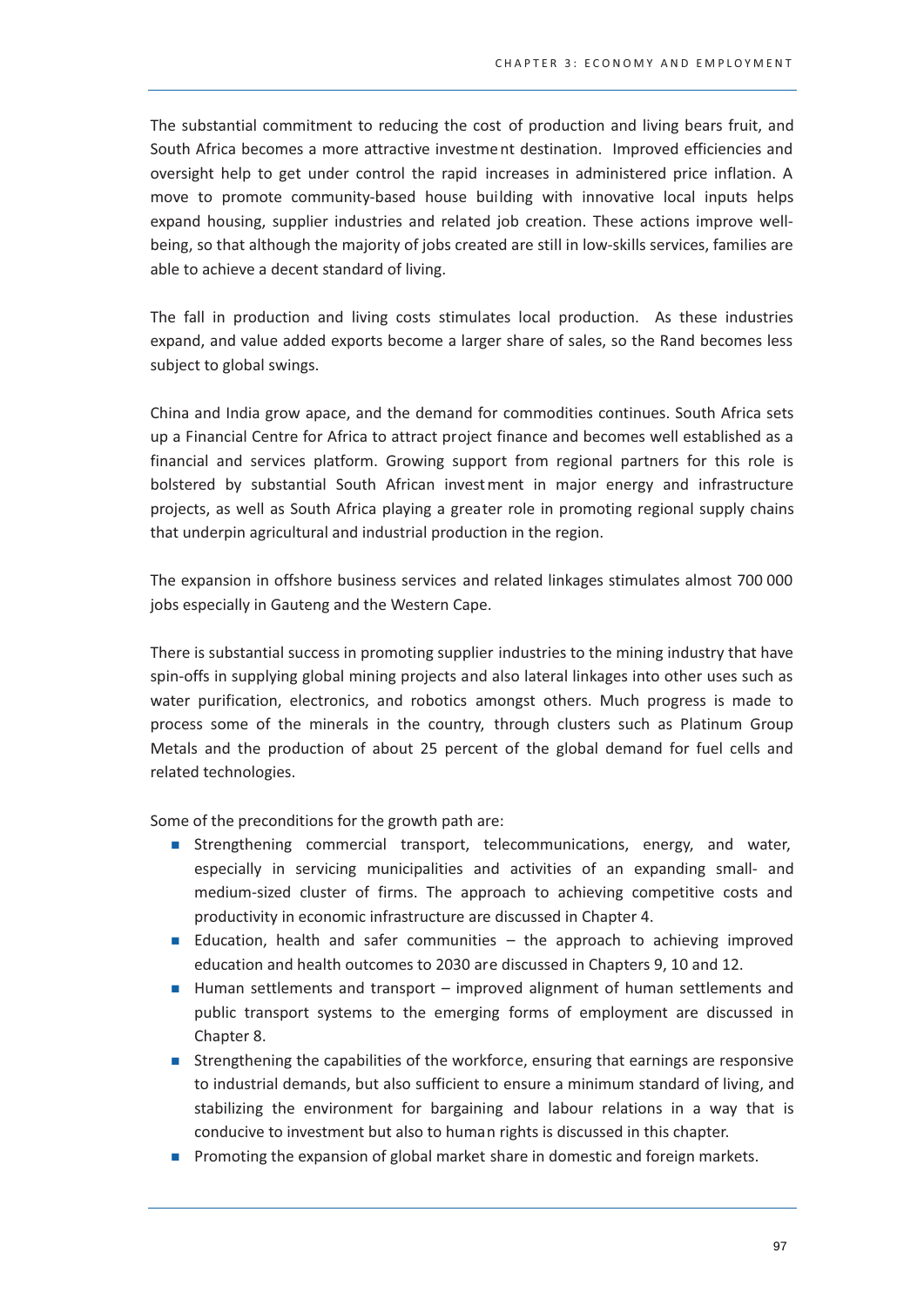The substantial commitment to reducing the cost of production and living bears fruit, and South Africa becomes a more attractive investment destination. Improved efficiencies and oversight help to get under control the rapid increases in administered price inflation. A move to promote community-based house building with innovative local inputs helps expand housing, supplier industries and related job creation. These actions improve well-being, so that although the majority of jobs created are still in low-skills services, families are able to achieve a decent standard of living.

The fall in production and living costs stimulates local production. As these industries expand, and value added exports become a larger share of sales, so the Rand becomes less subject to global swings.

China and India grow apace, and the demand for commodities continues. South Africa sets up a Financial Centre for Africa to attract project finance and becomes well established as a financial and services platform. Growing support from regional partners for this role is bolstered by substantial South African investment in major energy and infrastructure projects, as well as South Africa playing a greater role in promoting regional supply chains that underpin agricultural and industrial production in the region.

The expansion in offshore business services and related linkages stimulates almost 700 000 jobs especially in Gauteng and the Western Cape.

There is substantial success in promoting supplier industries to the mining industry that have spin-offs in supplying global mining projects and also lateral linkages into other uses such as water purification, electronics, and robotics amongst others. Much progress is made to process some of the minerals in the country, through clusters such as Platinum Group Metals and the production of about 25 percent of the global demand for fuel cells and related technologies.

Some of the preconditions for the growth path are:

- Strengthening commercial transport, telecommunications, energy, and water, especially in servicing municipalities and activities of an expanding small- and medium-sized cluster of firms. The approach to achieving competitive costs and productivity in economic infrastructure are discussed in Chapter 4.
- Education, health and safer communities – the approach to achieving improved education and health outcomes to 2030 are discussed in Chapters 9, 10 and 12.
- Human settlements and transport – improved alignment of human settlements and public transport systems to the emerging forms of employment are discussed in Chapter 8.
- Strengthening the capabilities of the workforce, ensuring that earnings are responsive to industrial demands, but also sufficient to ensure a minimum standard of living, and stabilizing the environment for bargaining and labour relations in a way that is conducive to investment but also to human rights is discussed in this chapter.
- Promoting the expansion of global market share in domestic and foreign markets.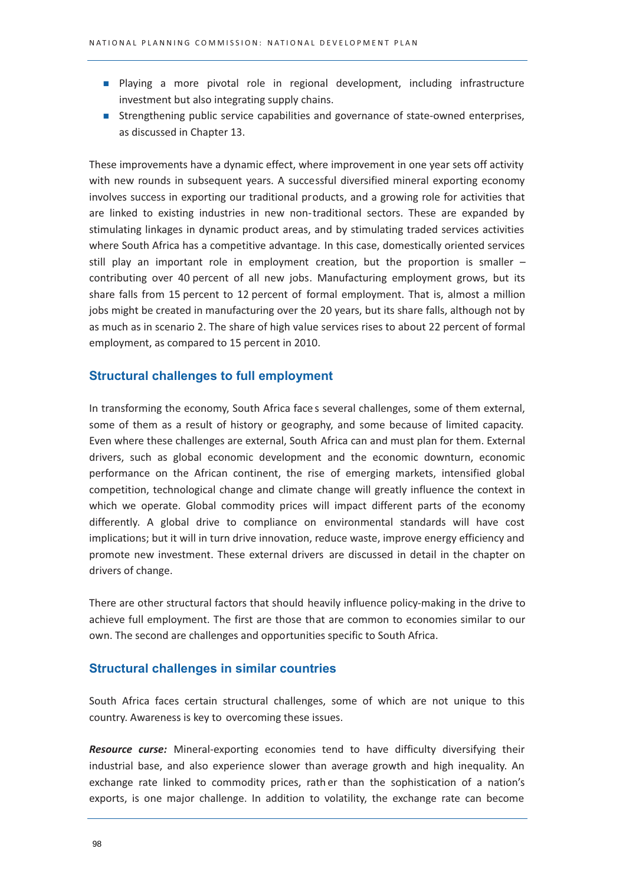- Playing a more pivotal role in regional development, including infrastructure investment but also integrating supply chains.
- Strengthening public service capabilities and governance of state-owned enterprises, as discussed in Chapter 13.

These improvements have a dynamic effect, where improvement in one year sets off activity with new rounds in subsequent years. A successful diversified mineral exporting economy involves success in exporting our traditional products, and a growing role for activities that are linked to existing industries in new non-traditional sectors. These are expanded by stimulating linkages in dynamic product areas, and by stimulating traded services activities where South Africa has a competitive advantage. In this case, domestically oriented services still play an important role in employment creation, but the proportion is smaller – contributing over 40 percent of all new jobs. Manufacturing employment grows, but its share falls from 15 percent to 12 percent of formal employment. That is, almost a million jobs might be created in manufacturing over the 20 years, but its share falls, although not by as much as in scenario 2. The share of high value services rises to about 22 percent of formal employment, as compared to 15 percent in 2010.

## Structural challenges to full employment

In transforming the economy, South Africa faces several challenges, some of them external, some of them as a result of history or geography, and some because of limited capacity. Even where these challenges are external, South Africa can and must plan for them. External drivers, such as global economic development and the economic downturn, economic performance on the African continent, the rise of emerging markets, intensified global competition, technological change and climate change will greatly influence the context in which we operate. Global commodity prices will impact different parts of the economy differently. A global drive to compliance on environmental standards will have cost implications; but it will in turn drive innovation, reduce waste, improve energy efficiency and promote new investment. These external drivers are discussed in detail in the chapter on drivers of change.

There are other structural factors that should heavily influence policy-making in the drive to achieve full employment. The first are those that are common to economies similar to our own. The second are challenges and opportunities specific to South Africa.

## Structural challenges in similar countries

South Africa faces certain structural challenges, some of which are not unique to this country. Awareness is key to overcoming these issues.

***Resource curse:*** Mineral-exporting economies tend to have difficulty diversifying their industrial base, and also experience slower than average growth and high inequality. An exchange rate linked to commodity prices, rather than the sophistication of a nation's exports, is one major challenge. In addition to volatility, the exchange rate can become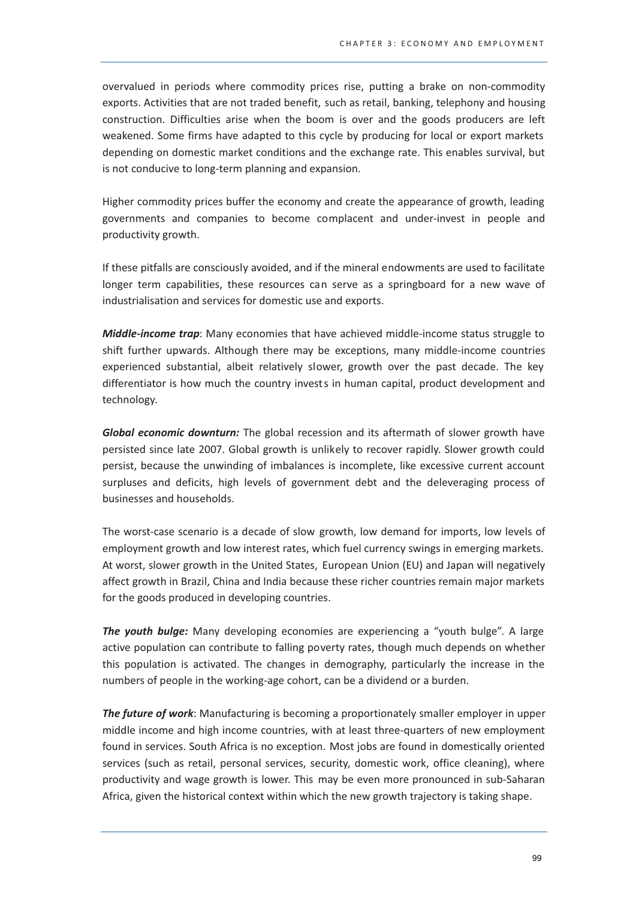overvalued in periods where commodity prices rise, putting a brake on non-commodity exports. Activities that are not traded benefit, such as retail, banking, telephony and housing construction. Difficulties arise when the boom is over and the goods producers are left weakened. Some firms have adapted to this cycle by producing for local or export markets depending on domestic market conditions and the exchange rate. This enables survival, but is not conducive to long-term planning and expansion.

Higher commodity prices buffer the economy and create the appearance of growth, leading governments and companies to become complacent and under-invest in people and productivity growth.

If these pitfalls are consciously avoided, and if the mineral endowments are used to facilitate longer term capabilities, these resources can serve as a springboard for a new wave of industrialisation and services for domestic use and exports.

***Middle-income trap***: Many economies that have achieved middle-income status struggle to shift further upwards. Although there may be exceptions, many middle-income countries experienced substantial, albeit relatively slower, growth over the past decade. The key differentiator is how much the country invests in human capital, product development and technology.

***Global economic downturn:*** The global recession and its aftermath of slower growth have persisted since late 2007. Global growth is unlikely to recover rapidly. Slower growth could persist, because the unwinding of imbalances is incomplete, like excessive current account surpluses and deficits, high levels of government debt and the deleveraging process of businesses and households.

The worst-case scenario is a decade of slow growth, low demand for imports, low levels of employment growth and low interest rates, which fuel currency swings in emerging markets. At worst, slower growth in the United States, European Union (EU) and Japan will negatively affect growth in Brazil, China and India because these richer countries remain major markets for the goods produced in developing countries.

***The youth bulge:*** Many developing economies are experiencing a "youth bulge". A large active population can contribute to falling poverty rates, though much depends on whether this population is activated. The changes in demography, particularly the increase in the numbers of people in the working-age cohort, can be a dividend or a burden.

***The future of work***: Manufacturing is becoming a proportionately smaller employer in upper middle income and high income countries, with at least three-quarters of new employment found in services. South Africa is no exception. Most jobs are found in domestically oriented services (such as retail, personal services, security, domestic work, office cleaning), where productivity and wage growth is lower. This may be even more pronounced in sub-Saharan Africa, given the historical context within which the new growth trajectory is taking shape.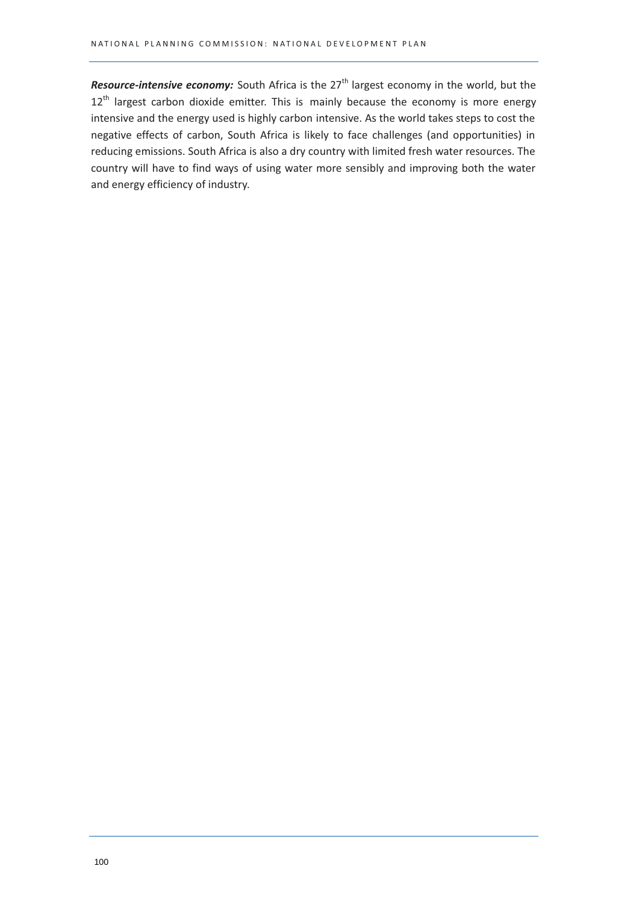***Resource-intensive economy:*** South Africa is the $27^{th}$ largest economy in the world, but the $12^{th}$ largest carbon dioxide emitter. This is mainly because the economy is more energy intensive and the energy used is highly carbon intensive. As the world takes steps to cost the negative effects of carbon, South Africa is likely to face challenges (and opportunities) in reducing emissions. South Africa is also a dry country with limited fresh water resources. The country will have to find ways of using water more sensibly and improving both the water and energy efficiency of industry.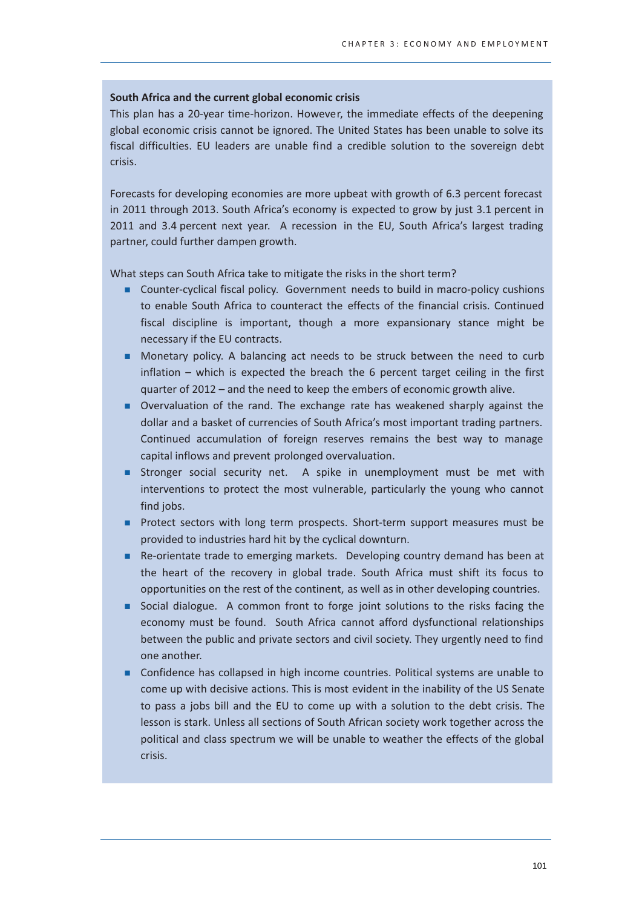**South Africa and the current global economic crisis**

This plan has a 20-year time-horizon. However, the immediate effects of the deepening global economic crisis cannot be ignored. The United States has been unable to solve its fiscal difficulties. EU leaders are unable find a credible solution to the sovereign debt crisis.

Forecasts for developing economies are more upbeat with growth of 6.3 percent forecast in 2011 through 2013. South Africa's economy is expected to grow by just 3.1 percent in 2011 and 3.4 percent next year. A recession in the EU, South Africa's largest trading partner, could further dampen growth.

What steps can South Africa take to mitigate the risks in the short term?

- Counter-cyclical fiscal policy. Government needs to build in macro-policy cushions to enable South Africa to counteract the effects of the financial crisis. Continued fiscal discipline is important, though a more expansionary stance might be necessary if the EU contracts.
- Monetary policy. A balancing act needs to be struck between the need to curb inflation – which is expected the breach the 6 percent target ceiling in the first quarter of 2012 – and the need to keep the embers of economic growth alive.
- Overvaluation of the rand. The exchange rate has weakened sharply against the dollar and a basket of currencies of South Africa's most important trading partners. Continued accumulation of foreign reserves remains the best way to manage capital inflows and prevent prolonged overvaluation.
- Stronger social security net. A spike in unemployment must be met with interventions to protect the most vulnerable, particularly the young who cannot find jobs.
- Protect sectors with long term prospects. Short-term support measures must be provided to industries hard hit by the cyclical downturn.
- Re-orientate trade to emerging markets. Developing country demand has been at the heart of the recovery in global trade. South Africa must shift its focus to opportunities on the rest of the continent, as well as in other developing countries.
- Social dialogue. A common front to forge joint solutions to the risks facing the economy must be found. South Africa cannot afford dysfunctional relationships between the public and private sectors and civil society. They urgently need to find one another.
- Confidence has collapsed in high income countries. Political systems are unable to come up with decisive actions. This is most evident in the inability of the US Senate to pass a jobs bill and the EU to come up with a solution to the debt crisis. The lesson is stark. Unless all sections of South African society work together across the political and class spectrum we will be unable to weather the effects of the global crisis.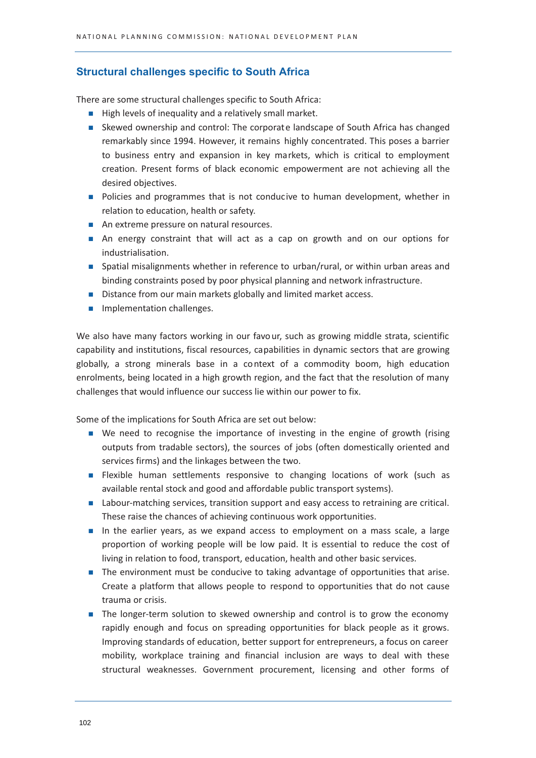## Structural challenges specific to South Africa

There are some structural challenges specific to South Africa:

- High levels of inequality and a relatively small market.
- Skewed ownership and control: The corporate landscape of South Africa has changed remarkably since 1994. However, it remains highly concentrated. This poses a barrier to business entry and expansion in key markets, which is critical to employment creation. Present forms of black economic empowerment are not achieving all the desired objectives.
- Policies and programmes that is not conducive to human development, whether in relation to education, health or safety.
- An extreme pressure on natural resources.
- An energy constraint that will act as a cap on growth and on our options for industrialisation.
- Spatial misalignments whether in reference to urban/rural, or within urban areas and binding constraints posed by poor physical planning and network infrastructure.
- Distance from our main markets globally and limited market access.
- Implementation challenges.

We also have many factors working in our favour, such as growing middle strata, scientific capability and institutions, fiscal resources, capabilities in dynamic sectors that are growing globally, a strong minerals base in a context of a commodity boom, high education enrolments, being located in a high growth region, and the fact that the resolution of many challenges that would influence our success lie within our power to fix.

Some of the implications for South Africa are set out below:

- We need to recognise the importance of investing in the engine of growth (rising outputs from tradable sectors), the sources of jobs (often domestically oriented and services firms) and the linkages between the two.
- Flexible human settlements responsive to changing locations of work (such as available rental stock and good and affordable public transport systems).
- Labour-matching services, transition support and easy access to retraining are critical. These raise the chances of achieving continuous work opportunities.
- In the earlier years, as we expand access to employment on a mass scale, a large proportion of working people will be low paid. It is essential to reduce the cost of living in relation to food, transport, education, health and other basic services.
- The environment must be conducive to taking advantage of opportunities that arise. Create a platform that allows people to respond to opportunities that do not cause trauma or crisis.
- The longer-term solution to skewed ownership and control is to grow the economy rapidly enough and focus on spreading opportunities for black people as it grows. Improving standards of education, better support for entrepreneurs, a focus on career mobility, workplace training and financial inclusion are ways to deal with these structural weaknesses. Government procurement, licensing and other forms of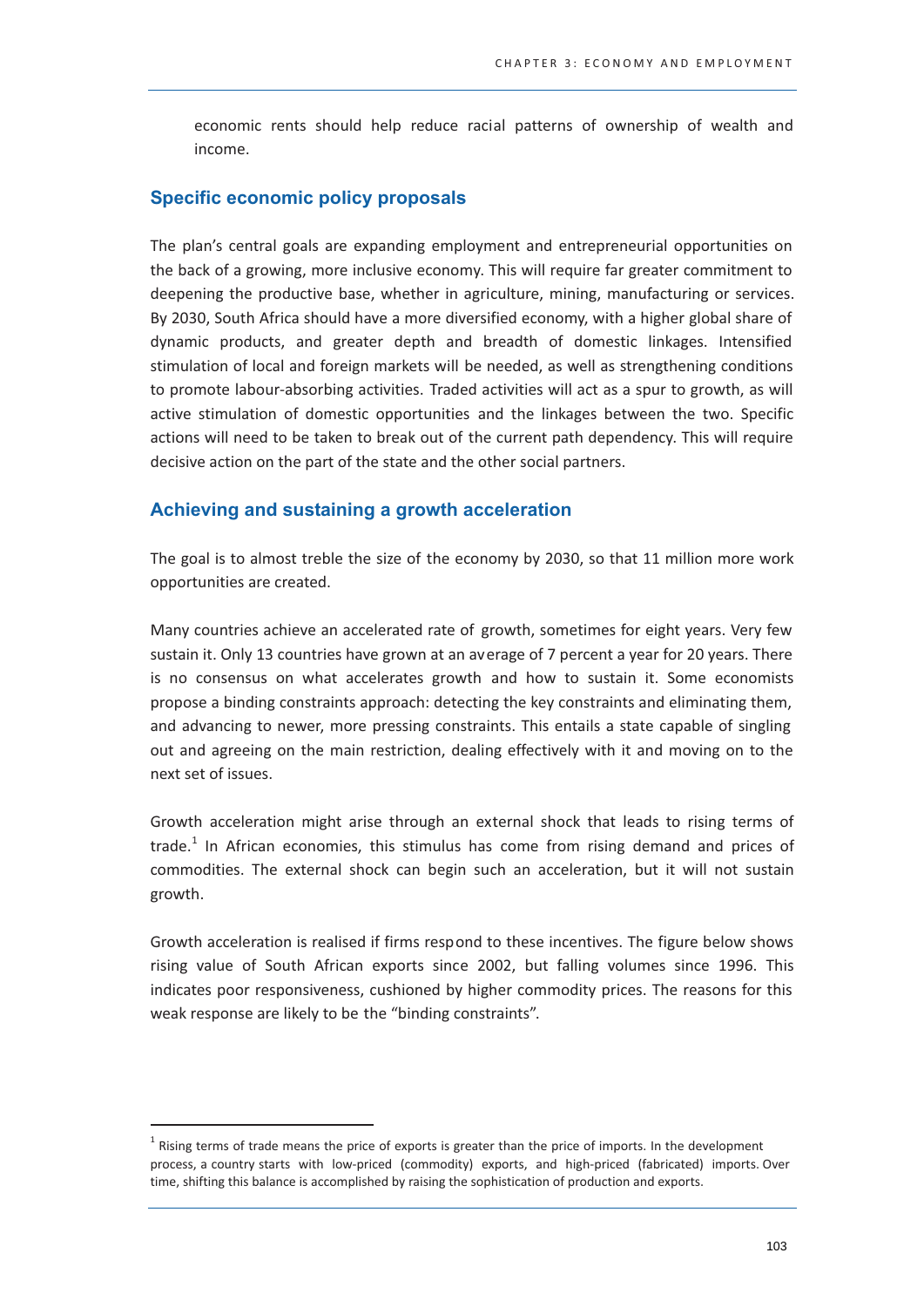economic rents should help reduce racial patterns of ownership of wealth and income.

## Specific economic policy proposals

The plan's central goals are expanding employment and entrepreneurial opportunities on the back of a growing, more inclusive economy. This will require far greater commitment to deepening the productive base, whether in agriculture, mining, manufacturing or services. By 2030, South Africa should have a more diversified economy, with a higher global share of dynamic products, and greater depth and breadth of domestic linkages. Intensified stimulation of local and foreign markets will be needed, as well as strengthening conditions to promote labour-absorbing activities. Traded activities will act as a spur to growth, as will active stimulation of domestic opportunities and the linkages between the two. Specific actions will need to be taken to break out of the current path dependency. This will require decisive action on the part of the state and the other social partners.

## Achieving and sustaining a growth acceleration

The goal is to almost treble the size of the economy by 2030, so that 11 million more work opportunities are created.

Many countries achieve an accelerated rate of growth, sometimes for eight years. Very few sustain it. Only 13 countries have grown at an average of 7 percent a year for 20 years. There is no consensus on what accelerates growth and how to sustain it. Some economists propose a binding constraints approach: detecting the key constraints and eliminating them, and advancing to newer, more pressing constraints. This entails a state capable of singling out and agreeing on the main restriction, dealing effectively with it and moving on to the next set of issues.

Growth acceleration might arise through an external shock that leads to rising terms of trade.[1] In African economies, this stimulus has come from rising demand and prices of commodities. The external shock can begin such an acceleration, but it will not sustain growth.

Growth acceleration is realised if firms respond to these incentives. The figure below shows rising value of South African exports since 2002, but falling volumes since 1996. This indicates poor responsiveness, cushioned by higher commodity prices. The reasons for this weak response are likely to be the "binding constraints".

[1] Rising terms of trade means the price of exports is greater than the price of imports. In the development process, a country starts with low-priced (commodity) exports, and high-priced (fabricated) imports. Over time, shifting this balance is accomplished by raising the sophistication of production and exports.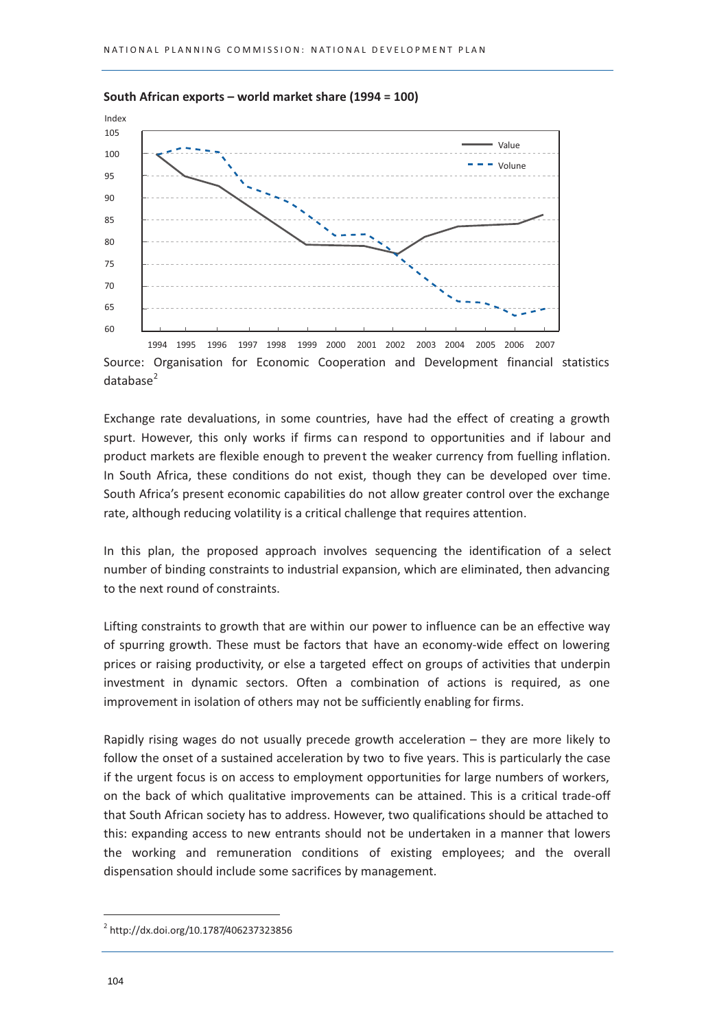**South African exports – world market share (1994 = 100)**

Source: Organisation for Economic Cooperation and Development financial statistics database[2]

Exchange rate devaluations, in some countries, have had the effect of creating a growth spurt. However, this only works if firms can respond to opportunities and if labour and product markets are flexible enough to prevent the weaker currency from fuelling inflation. In South Africa, these conditions do not exist, though they can be developed over time. South Africa's present economic capabilities do not allow greater control over the exchange rate, although reducing volatility is a critical challenge that requires attention.

In this plan, the proposed approach involves sequencing the identification of a select number of binding constraints to industrial expansion, which are eliminated, then advancing to the next round of constraints.

Lifting constraints to growth that are within our power to influence can be an effective way of spurring growth. These must be factors that have an economy-wide effect on lowering prices or raising productivity, or else a targeted effect on groups of activities that underpin investment in dynamic sectors. Often a combination of actions is required, as one improvement in isolation of others may not be sufficiently enabling for firms.

Rapidly rising wages do not usually precede growth acceleration – they are more likely to follow the onset of a sustained acceleration by two to five years. This is particularly the case if the urgent focus is on access to employment opportunities for large numbers of workers, on the back of which qualitative improvements can be attained. This is a critical trade-off that South African society has to address. However, two qualifications should be attached to this: expanding access to new entrants should not be undertaken in a manner that lowers the working and remuneration conditions of existing employees; and the overall dispensation should include some sacrifices by management.

[2] http://dx.doi.org/10.1787/406237323856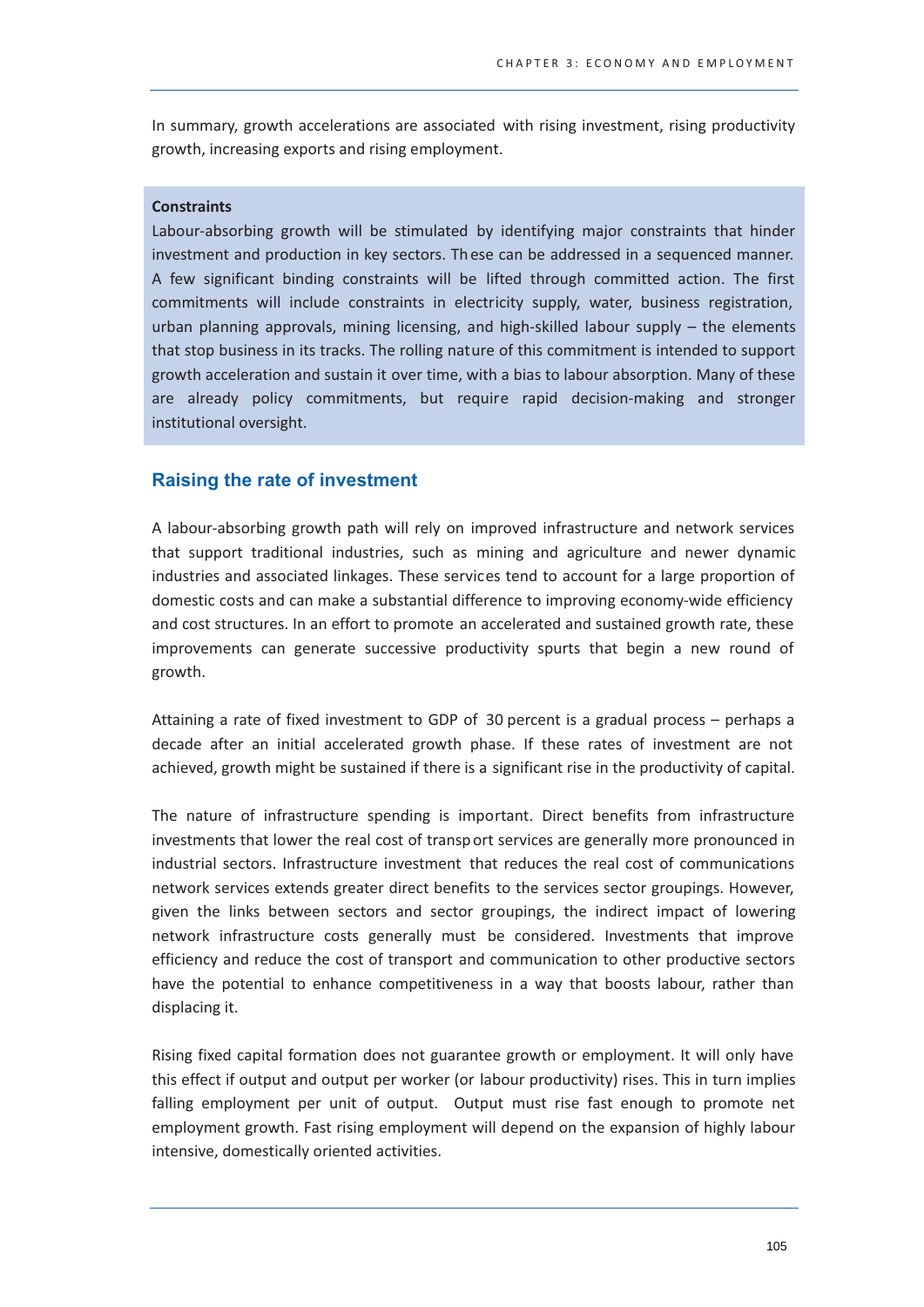In summary, growth accelerations are associated with rising investment, rising productivity growth, increasing exports and rising employment.

> **Constraints**
>
> Labour-absorbing growth will be stimulated by identifying major constraints that hinder investment and production in key sectors. These can be addressed in a sequenced manner. A few significant binding constraints will be lifted through committed action. The first commitments will include constraints in electricity supply, water, business registration, urban planning approvals, mining licensing, and high-skilled labour supply – the elements that stop business in its tracks. The rolling nature of this commitment is intended to support growth acceleration and sustain it over time, with a bias to labour absorption. Many of these are already policy commitments, but require rapid decision-making and stronger institutional oversight.

## Raising the rate of investment

A labour-absorbing growth path will rely on improved infrastructure and network services that support traditional industries, such as mining and agriculture and newer dynamic industries and associated linkages. These services tend to account for a large proportion of domestic costs and can make a substantial difference to improving economy-wide efficiency and cost structures. In an effort to promote an accelerated and sustained growth rate, these improvements can generate successive productivity spurts that begin a new round of growth.

Attaining a rate of fixed investment to GDP of 30 percent is a gradual process – perhaps a decade after an initial accelerated growth phase. If these rates of investment are not achieved, growth might be sustained if there is a significant rise in the productivity of capital.

The nature of infrastructure spending is important. Direct benefits from infrastructure investments that lower the real cost of transport services are generally more pronounced in industrial sectors. Infrastructure investment that reduces the real cost of communications network services extends greater direct benefits to the services sector groupings. However, given the links between sectors and sector groupings, the indirect impact of lowering network infrastructure costs generally must be considered. Investments that improve efficiency and reduce the cost of transport and communication to other productive sectors have the potential to enhance competitiveness in a way that boosts labour, rather than displacing it.

Rising fixed capital formation does not guarantee growth or employment. It will only have this effect if output and output per worker (or labour productivity) rises. This in turn implies falling employment per unit of output. Output must rise fast enough to promote net employment growth. Fast rising employment will depend on the expansion of highly labour intensive, domestically oriented activities.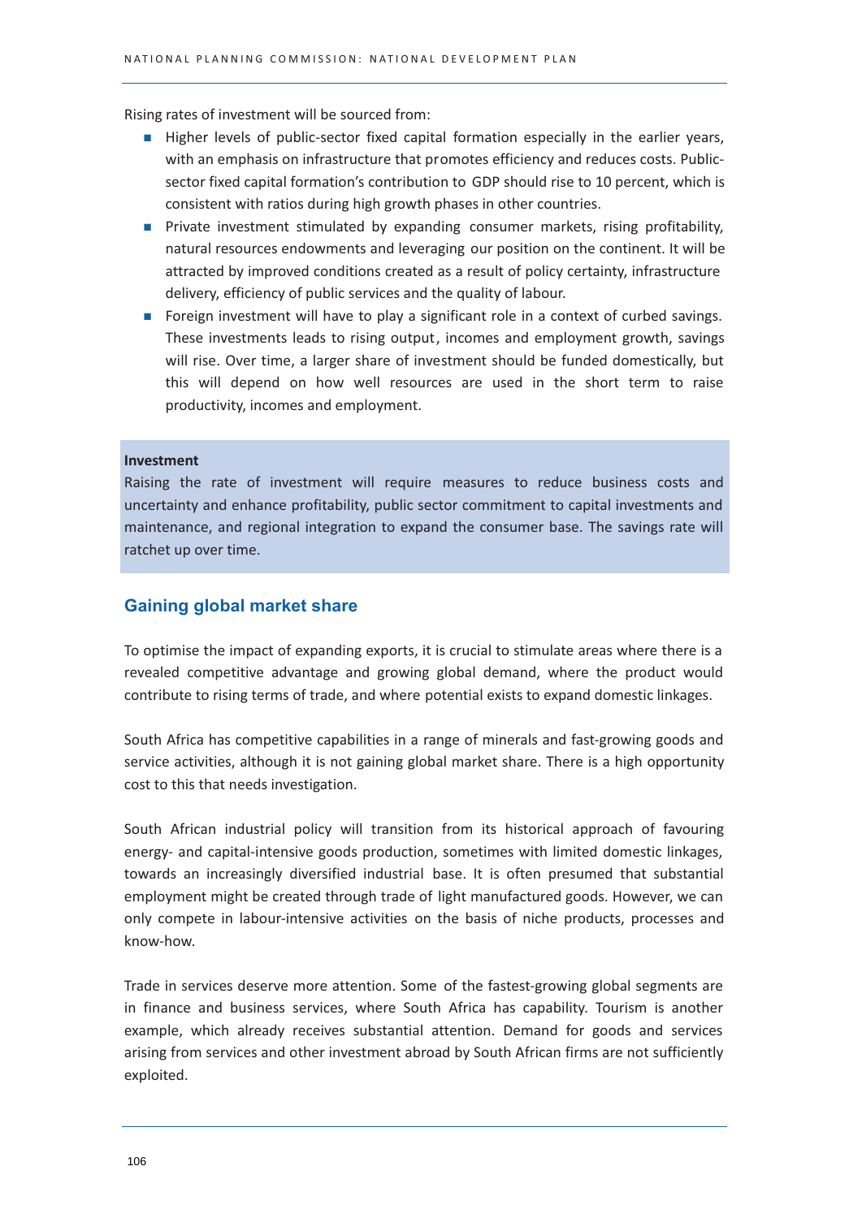Rising rates of investment will be sourced from:

- Higher levels of public-sector fixed capital formation especially in the earlier years, with an emphasis on infrastructure that promotes efficiency and reduces costs. Public-sector fixed capital formation's contribution to GDP should rise to 10 percent, which is consistent with ratios during high growth phases in other countries.
- Private investment stimulated by expanding consumer markets, rising profitability, natural resources endowments and leveraging our position on the continent. It will be attracted by improved conditions created as a result of policy certainty, infrastructure delivery, efficiency of public services and the quality of labour.
- Foreign investment will have to play a significant role in a context of curbed savings. These investments leads to rising output, incomes and employment growth, savings will rise. Over time, a larger share of investment should be funded domestically, but this will depend on how well resources are used in the short term to raise productivity, incomes and employment.

**Investment**

Raising the rate of investment will require measures to reduce business costs and uncertainty and enhance profitability, public sector commitment to capital investments and maintenance, and regional integration to expand the consumer base. The savings rate will ratchet up over time.

## Gaining global market share

To optimise the impact of expanding exports, it is crucial to stimulate areas where there is a revealed competitive advantage and growing global demand, where the product would contribute to rising terms of trade, and where potential exists to expand domestic linkages.

South Africa has competitive capabilities in a range of minerals and fast-growing goods and service activities, although it is not gaining global market share. There is a high opportunity cost to this that needs investigation.

South African industrial policy will transition from its historical approach of favouring energy- and capital-intensive goods production, sometimes with limited domestic linkages, towards an increasingly diversified industrial base. It is often presumed that substantial employment might be created through trade of light manufactured goods. However, we can only compete in labour-intensive activities on the basis of niche products, processes and know-how.

Trade in services deserve more attention. Some of the fastest-growing global segments are in finance and business services, where South Africa has capability. Tourism is another example, which already receives substantial attention. Demand for goods and services arising from services and other investment abroad by South African firms are not sufficiently exploited.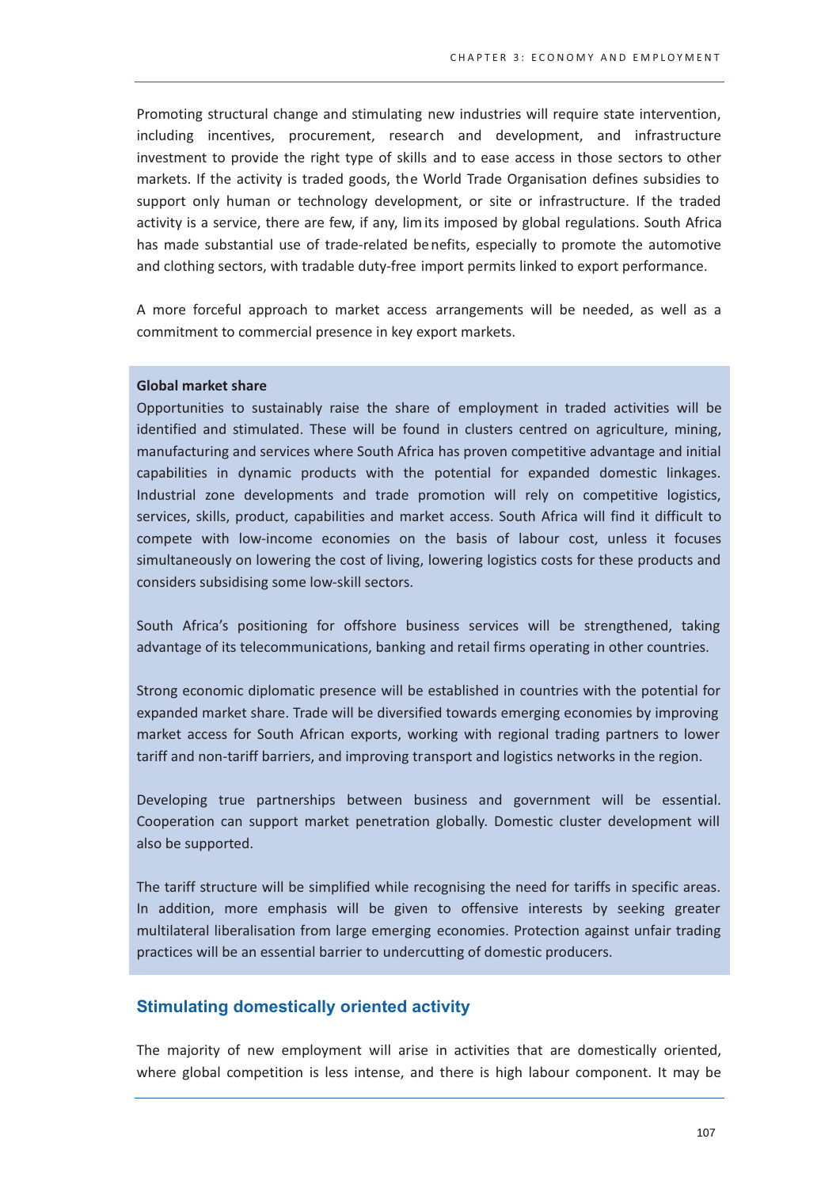Promoting structural change and stimulating new industries will require state intervention, including incentives, procurement, research and development, and infrastructure investment to provide the right type of skills and to ease access in those sectors to other markets. If the activity is traded goods, the World Trade Organisation defines subsidies to support only human or technology development, or site or infrastructure. If the traded activity is a service, there are few, if any, limits imposed by global regulations. South Africa has made substantial use of trade-related benefits, especially to promote the automotive and clothing sectors, with tradable duty-free import permits linked to export performance.

A more forceful approach to market access arrangements will be needed, as well as a commitment to commercial presence in key export markets.

**Global market share**

Opportunities to sustainably raise the share of employment in traded activities will be identified and stimulated. These will be found in clusters centred on agriculture, mining, manufacturing and services where South Africa has proven competitive advantage and initial capabilities in dynamic products with the potential for expanded domestic linkages. Industrial zone developments and trade promotion will rely on competitive logistics, services, skills, product, capabilities and market access. South Africa will find it difficult to compete with low-income economies on the basis of labour cost, unless it focuses simultaneously on lowering the cost of living, lowering logistics costs for these products and considers subsidising some low-skill sectors.

South Africa's positioning for offshore business services will be strengthened, taking advantage of its telecommunications, banking and retail firms operating in other countries.

Strong economic diplomatic presence will be established in countries with the potential for expanded market share. Trade will be diversified towards emerging economies by improving market access for South African exports, working with regional trading partners to lower tariff and non-tariff barriers, and improving transport and logistics networks in the region.

Developing true partnerships between business and government will be essential. Cooperation can support market penetration globally. Domestic cluster development will also be supported.

The tariff structure will be simplified while recognising the need for tariffs in specific areas. In addition, more emphasis will be given to offensive interests by seeking greater multilateral liberalisation from large emerging economies. Protection against unfair trading practices will be an essential barrier to undercutting of domestic producers.

### Stimulating domestically oriented activity

The majority of new employment will arise in activities that are domestically oriented, where global competition is less intense, and there is high labour component. It may be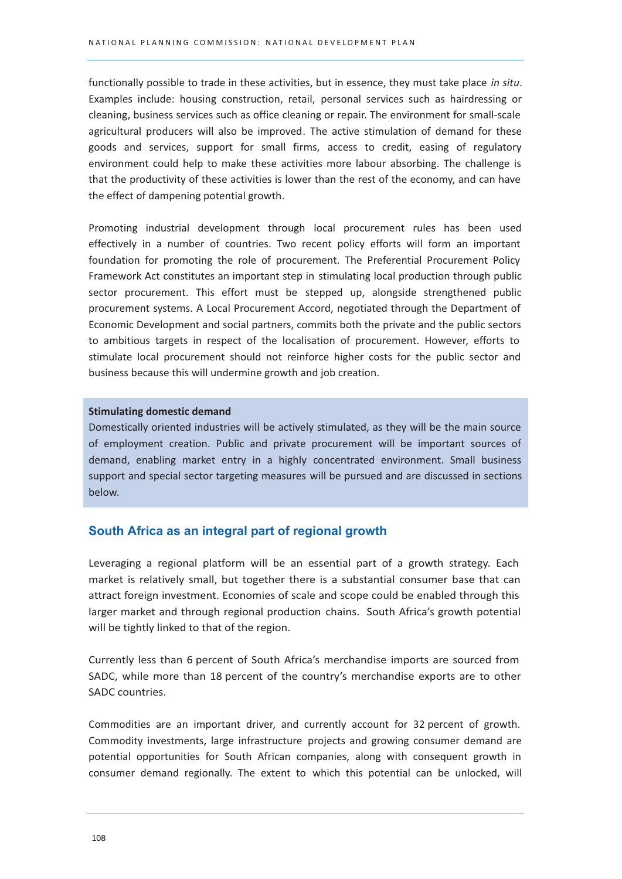functionally possible to trade in these activities, but in essence, they must take place *in situ*. Examples include: housing construction, retail, personal services such as hairdressing or cleaning, business services such as office cleaning or repair. The environment for small-scale agricultural producers will also be improved. The active stimulation of demand for these goods and services, support for small firms, access to credit, easing of regulatory environment could help to make these activities more labour absorbing. The challenge is that the productivity of these activities is lower than the rest of the economy, and can have the effect of dampening potential growth.

Promoting industrial development through local procurement rules has been used effectively in a number of countries. Two recent policy efforts will form an important foundation for promoting the role of procurement. The Preferential Procurement Policy Framework Act constitutes an important step in stimulating local production through public sector procurement. This effort must be stepped up, alongside strengthened public procurement systems. A Local Procurement Accord, negotiated through the Department of Economic Development and social partners, commits both the private and the public sectors to ambitious targets in respect of the localisation of procurement. However, efforts to stimulate local procurement should not reinforce higher costs for the public sector and business because this will undermine growth and job creation.

**Stimulating domestic demand**

Domestically oriented industries will be actively stimulated, as they will be the main source of employment creation. Public and private procurement will be important sources of demand, enabling market entry in a highly concentrated environment. Small business support and special sector targeting measures will be pursued and are discussed in sections below.

## South Africa as an integral part of regional growth

Leveraging a regional platform will be an essential part of a growth strategy. Each market is relatively small, but together there is a substantial consumer base that can attract foreign investment. Economies of scale and scope could be enabled through this larger market and through regional production chains. South Africa's growth potential will be tightly linked to that of the region.

Currently less than 6 percent of South Africa's merchandise imports are sourced from SADC, while more than 18 percent of the country's merchandise exports are to other SADC countries.

Commodities are an important driver, and currently account for 32 percent of growth. Commodity investments, large infrastructure projects and growing consumer demand are potential opportunities for South African companies, along with consequent growth in consumer demand regionally. The extent to which this potential can be unlocked, will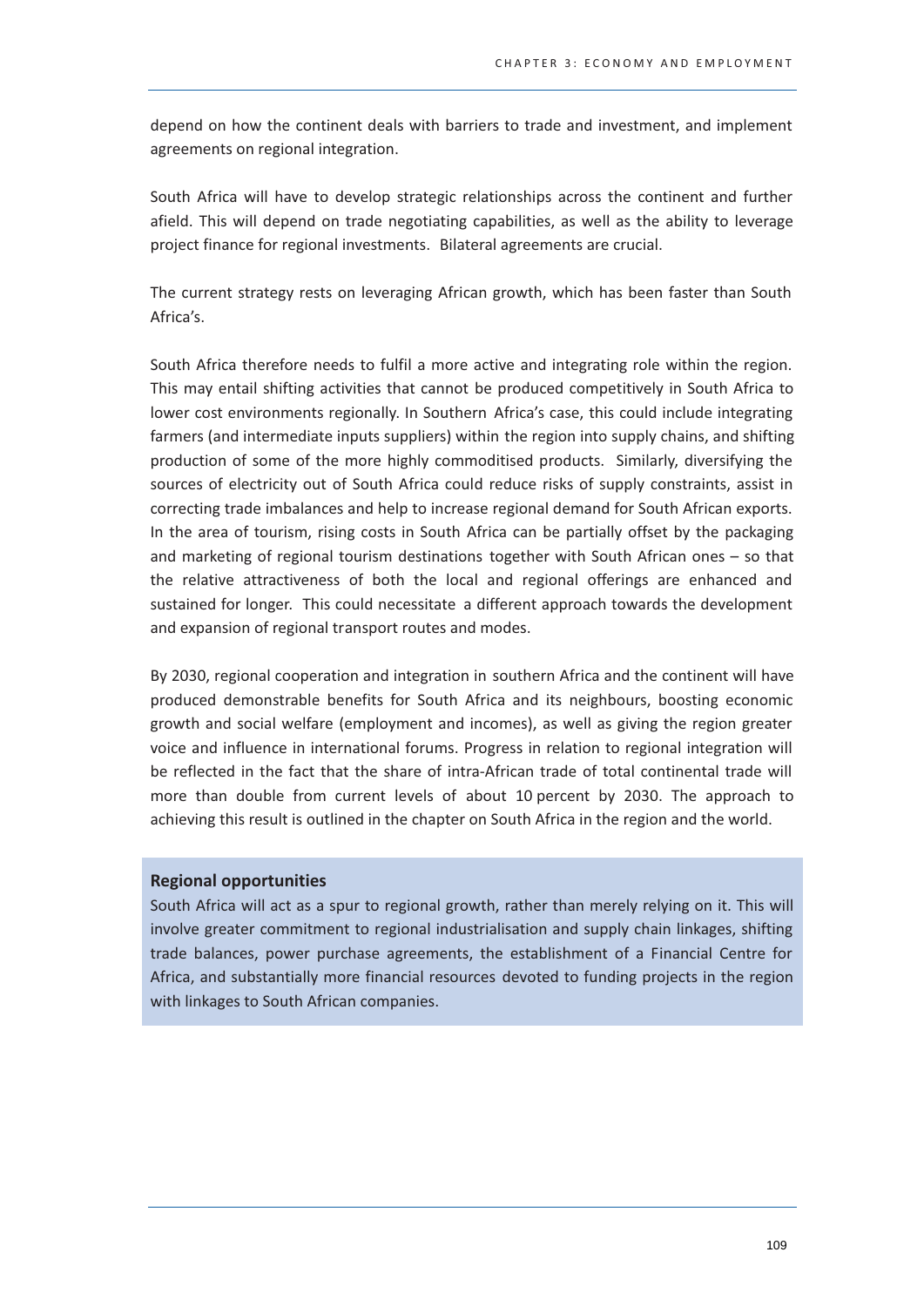depend on how the continent deals with barriers to trade and investment, and implement agreements on regional integration.

South Africa will have to develop strategic relationships across the continent and further afield. This will depend on trade negotiating capabilities, as well as the ability to leverage project finance for regional investments. Bilateral agreements are crucial.

The current strategy rests on leveraging African growth, which has been faster than South Africa's.

South Africa therefore needs to fulfil a more active and integrating role within the region. This may entail shifting activities that cannot be produced competitively in South Africa to lower cost environments regionally. In Southern Africa's case, this could include integrating farmers (and intermediate inputs suppliers) within the region into supply chains, and shifting production of some of the more highly commoditised products. Similarly, diversifying the sources of electricity out of South Africa could reduce risks of supply constraints, assist in correcting trade imbalances and help to increase regional demand for South African exports. In the area of tourism, rising costs in South Africa can be partially offset by the packaging and marketing of regional tourism destinations together with South African ones – so that the relative attractiveness of both the local and regional offerings are enhanced and sustained for longer. This could necessitate a different approach towards the development and expansion of regional transport routes and modes.

By 2030, regional cooperation and integration in southern Africa and the continent will have produced demonstrable benefits for South Africa and its neighbours, boosting economic growth and social welfare (employment and incomes), as well as giving the region greater voice and influence in international forums. Progress in relation to regional integration will be reflected in the fact that the share of intra-African trade of total continental trade will more than double from current levels of about 10 percent by 2030. The approach to achieving this result is outlined in the chapter on South Africa in the region and the world.

**Regional opportunities**

South Africa will act as a spur to regional growth, rather than merely relying on it. This will involve greater commitment to regional industrialisation and supply chain linkages, shifting trade balances, power purchase agreements, the establishment of a Financial Centre for Africa, and substantially more financial resources devoted to funding projects in the region with linkages to South African companies.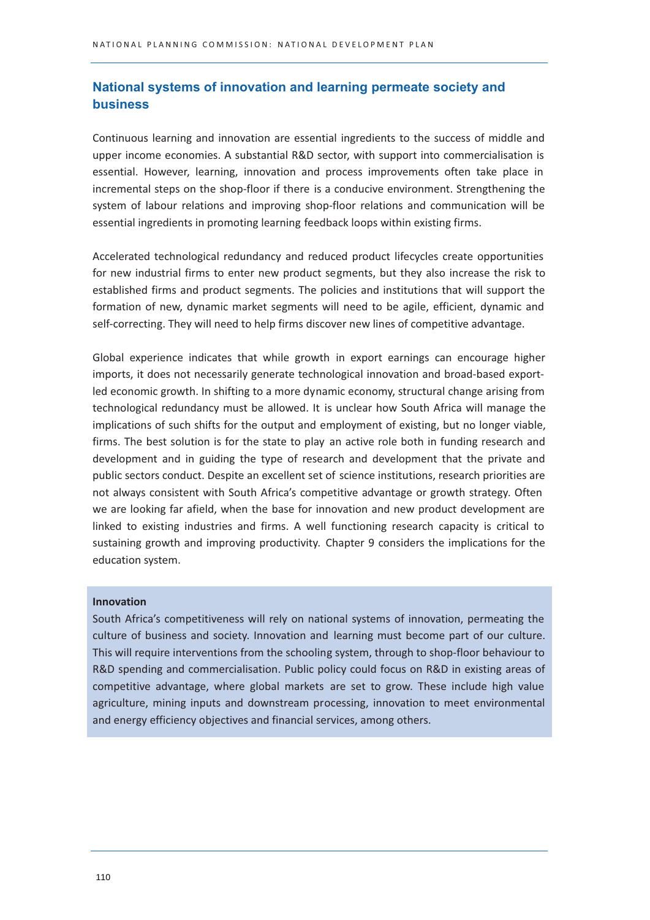## National systems of innovation and learning permeate society and business

Continuous learning and innovation are essential ingredients to the success of middle and upper income economies. A substantial R&D sector, with support into commercialisation is essential. However, learning, innovation and process improvements often take place in incremental steps on the shop-floor if there is a conducive environment. Strengthening the system of labour relations and improving shop-floor relations and communication will be essential ingredients in promoting learning feedback loops within existing firms.

Accelerated technological redundancy and reduced product lifecycles create opportunities for new industrial firms to enter new product segments, but they also increase the risk to established firms and product segments. The policies and institutions that will support the formation of new, dynamic market segments will need to be agile, efficient, dynamic and self-correcting. They will need to help firms discover new lines of competitive advantage.

Global experience indicates that while growth in export earnings can encourage higher imports, it does not necessarily generate technological innovation and broad-based export-led economic growth. In shifting to a more dynamic economy, structural change arising from technological redundancy must be allowed. It is unclear how South Africa will manage the implications of such shifts for the output and employment of existing, but no longer viable, firms. The best solution is for the state to play an active role both in funding research and development and in guiding the type of research and development that the private and public sectors conduct. Despite an excellent set of science institutions, research priorities are not always consistent with South Africa's competitive advantage or growth strategy. Often we are looking far afield, when the base for innovation and new product development are linked to existing industries and firms. A well functioning research capacity is critical to sustaining growth and improving productivity. Chapter 9 considers the implications for the education system.

**Innovation**

South Africa's competitiveness will rely on national systems of innovation, permeating the culture of business and society. Innovation and learning must become part of our culture. This will require interventions from the schooling system, through to shop-floor behaviour to R&D spending and commercialisation. Public policy could focus on R&D in existing areas of competitive advantage, where global markets are set to grow. These include high value agriculture, mining inputs and downstream processing, innovation to meet environmental and energy efficiency objectives and financial services, among others.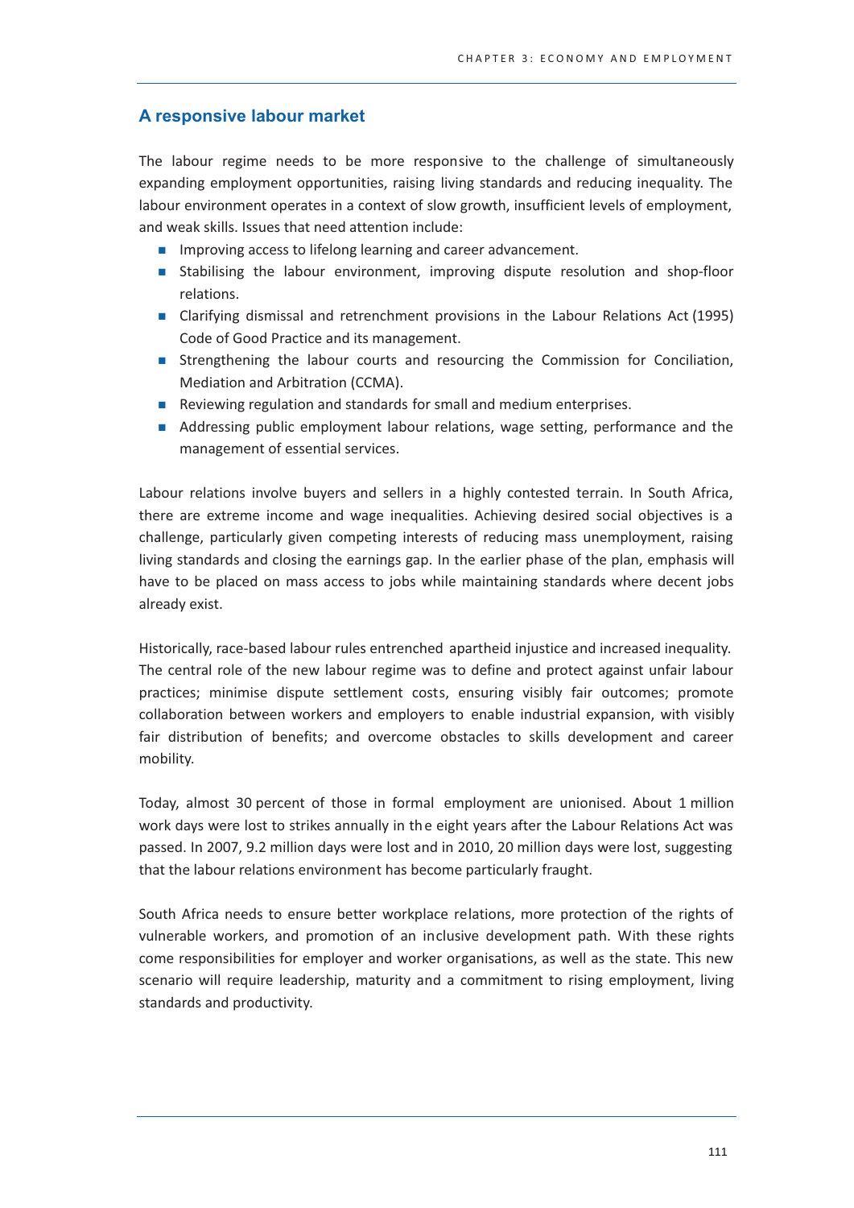## A responsive labour market

The labour regime needs to be more responsive to the challenge of simultaneously expanding employment opportunities, raising living standards and reducing inequality. The labour environment operates in a context of slow growth, insufficient levels of employment, and weak skills. Issues that need attention include:

- Improving access to lifelong learning and career advancement.
- Stabilising the labour environment, improving dispute resolution and shop-floor relations.
- Clarifying dismissal and retrenchment provisions in the Labour Relations Act (1995) Code of Good Practice and its management.
- Strengthening the labour courts and resourcing the Commission for Conciliation, Mediation and Arbitration (CCMA).
- Reviewing regulation and standards for small and medium enterprises.
- Addressing public employment labour relations, wage setting, performance and the management of essential services.

Labour relations involve buyers and sellers in a highly contested terrain. In South Africa, there are extreme income and wage inequalities. Achieving desired social objectives is a challenge, particularly given competing interests of reducing mass unemployment, raising living standards and closing the earnings gap. In the earlier phase of the plan, emphasis will have to be placed on mass access to jobs while maintaining standards where decent jobs already exist.

Historically, race-based labour rules entrenched apartheid injustice and increased inequality. The central role of the new labour regime was to define and protect against unfair labour practices; minimise dispute settlement costs, ensuring visibly fair outcomes; promote collaboration between workers and employers to enable industrial expansion, with visibly fair distribution of benefits; and overcome obstacles to skills development and career mobility.

Today, almost 30 percent of those in formal employment are unionised. About 1 million work days were lost to strikes annually in the eight years after the Labour Relations Act was passed. In 2007, 9.2 million days were lost and in 2010, 20 million days were lost, suggesting that the labour relations environment has become particularly fraught.

South Africa needs to ensure better workplace relations, more protection of the rights of vulnerable workers, and promotion of an inclusive development path. With these rights come responsibilities for employer and worker organisations, as well as the state. This new scenario will require leadership, maturity and a commitment to rising employment, living standards and productivity.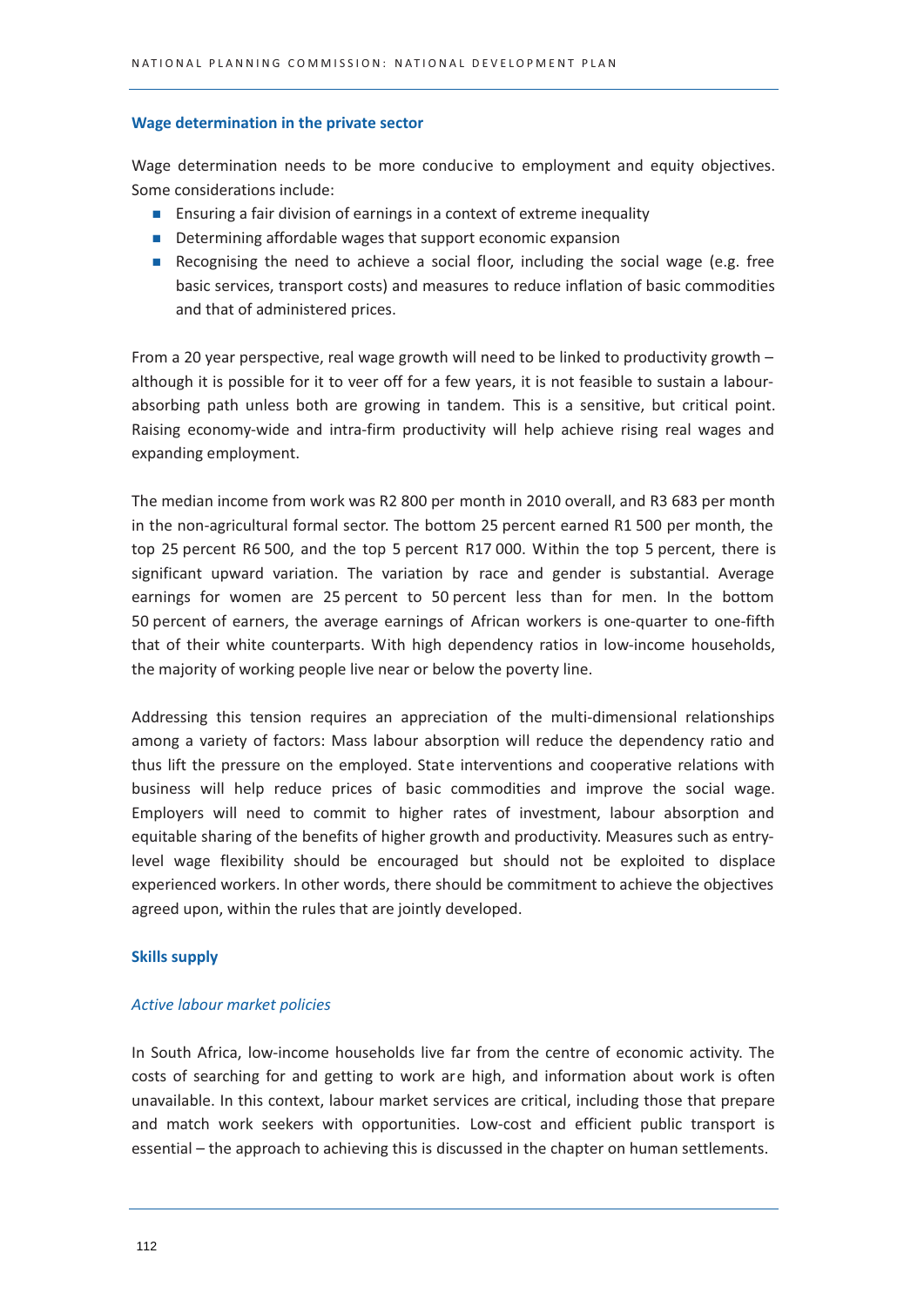### Wage determination in the private sector

Wage determination needs to be more conducive to employment and equity objectives. Some considerations include:

- Ensuring a fair division of earnings in a context of extreme inequality
- Determining affordable wages that support economic expansion
- Recognising the need to achieve a social floor, including the social wage (e.g. free basic services, transport costs) and measures to reduce inflation of basic commodities and that of administered prices.

From a 20 year perspective, real wage growth will need to be linked to productivity growth – although it is possible for it to veer off for a few years, it is not feasible to sustain a labour-absorbing path unless both are growing in tandem. This is a sensitive, but critical point. Raising economy-wide and intra-firm productivity will help achieve rising real wages and expanding employment.

The median income from work was R2 800 per month in 2010 overall, and R3 683 per month in the non-agricultural formal sector. The bottom 25 percent earned R1 500 per month, the top 25 percent R6 500, and the top 5 percent R17 000. Within the top 5 percent, there is significant upward variation. The variation by race and gender is substantial. Average earnings for women are 25 percent to 50 percent less than for men. In the bottom 50 percent of earners, the average earnings of African workers is one-quarter to one-fifth that of their white counterparts. With high dependency ratios in low-income households, the majority of working people live near or below the poverty line.

Addressing this tension requires an appreciation of the multi-dimensional relationships among a variety of factors: Mass labour absorption will reduce the dependency ratio and thus lift the pressure on the employed. State interventions and cooperative relations with business will help reduce prices of basic commodities and improve the social wage. Employers will need to commit to higher rates of investment, labour absorption and equitable sharing of the benefits of higher growth and productivity. Measures such as entry-level wage flexibility should be encouraged but should not be exploited to displace experienced workers. In other words, there should be commitment to achieve the objectives agreed upon, within the rules that are jointly developed.

### Skills supply

#### *Active labour market policies*

In South Africa, low-income households live far from the centre of economic activity. The costs of searching for and getting to work are high, and information about work is often unavailable. In this context, labour market services are critical, including those that prepare and match work seekers with opportunities. Low-cost and efficient public transport is essential – the approach to achieving this is discussed in the chapter on human settlements.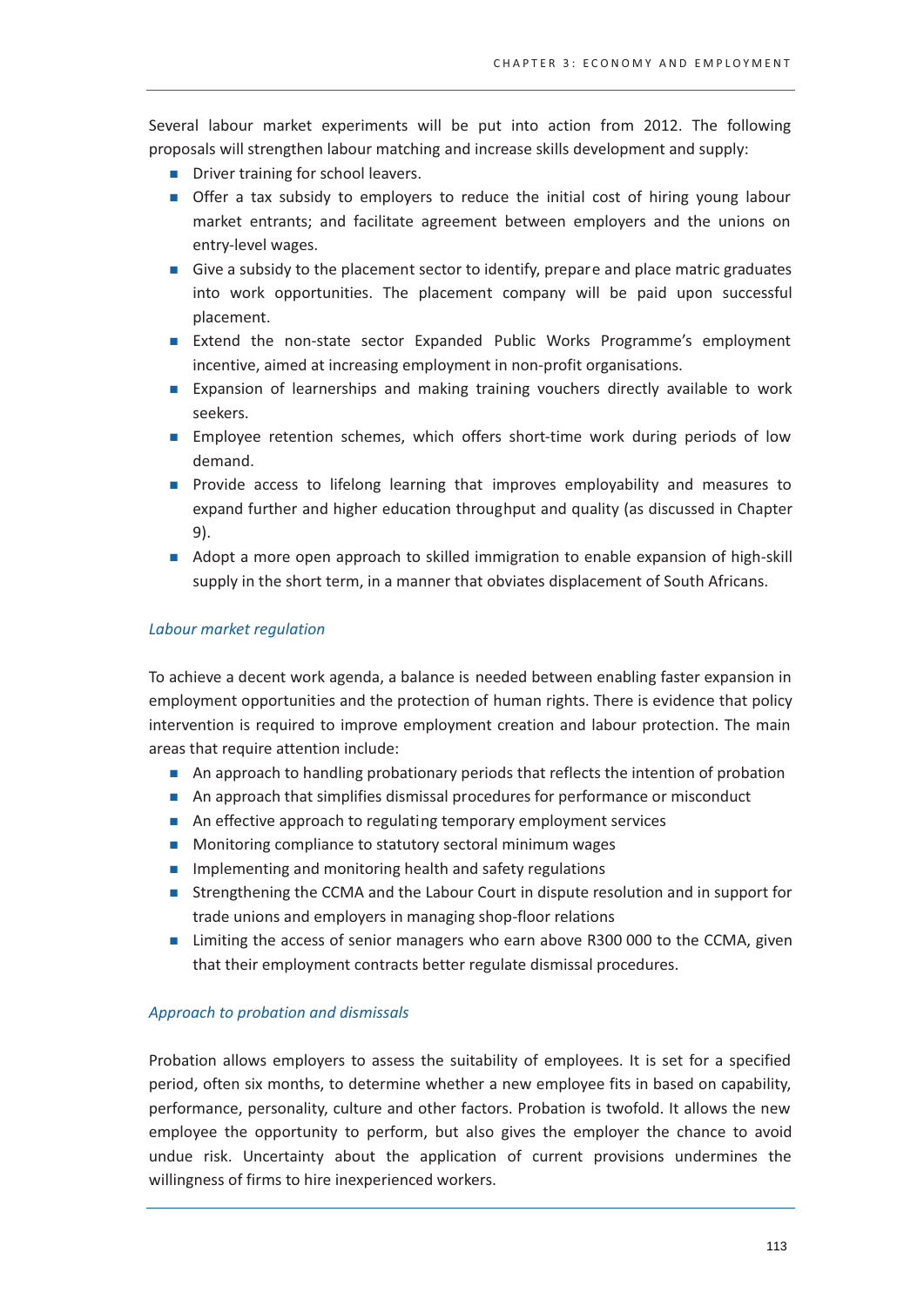Several labour market experiments will be put into action from 2012. The following proposals will strengthen labour matching and increase skills development and supply:

- Driver training for school leavers.
- Offer a tax subsidy to employers to reduce the initial cost of hiring young labour market entrants; and facilitate agreement between employers and the unions on entry-level wages.
- Give a subsidy to the placement sector to identify, prepare and place matric graduates into work opportunities. The placement company will be paid upon successful placement.
- Extend the non-state sector Expanded Public Works Programme's employment incentive, aimed at increasing employment in non-profit organisations.
- Expansion of learnerships and making training vouchers directly available to work seekers.
- Employee retention schemes, which offers short-time work during periods of low demand.
- Provide access to lifelong learning that improves employability and measures to expand further and higher education throughput and quality (as discussed in Chapter 9).
- Adopt a more open approach to skilled immigration to enable expansion of high-skill supply in the short term, in a manner that obviates displacement of South Africans.

*Labour market regulation*

To achieve a decent work agenda, a balance is needed between enabling faster expansion in employment opportunities and the protection of human rights. There is evidence that policy intervention is required to improve employment creation and labour protection. The main areas that require attention include:

- An approach to handling probationary periods that reflects the intention of probation
- An approach that simplifies dismissal procedures for performance or misconduct
- An effective approach to regulating temporary employment services
- Monitoring compliance to statutory sectoral minimum wages
- Implementing and monitoring health and safety regulations
- Strengthening the CCMA and the Labour Court in dispute resolution and in support for trade unions and employers in managing shop-floor relations
- Limiting the access of senior managers who earn above R300 000 to the CCMA, given that their employment contracts better regulate dismissal procedures.

*Approach to probation and dismissals*

Probation allows employers to assess the suitability of employees. It is set for a specified period, often six months, to determine whether a new employee fits in based on capability, performance, personality, culture and other factors. Probation is twofold. It allows the new employee the opportunity to perform, but also gives the employer the chance to avoid undue risk. Uncertainty about the application of current provisions undermines the willingness of firms to hire inexperienced workers.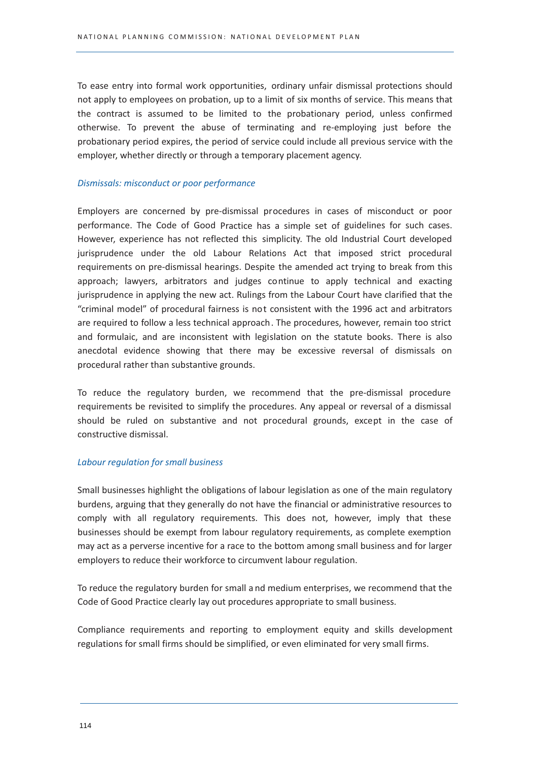To ease entry into formal work opportunities, ordinary unfair dismissal protections should not apply to employees on probation, up to a limit of six months of service. This means that the contract is assumed to be limited to the probationary period, unless confirmed otherwise. To prevent the abuse of terminating and re-employing just before the probationary period expires, the period of service could include all previous service with the employer, whether directly or through a temporary placement agency.

### *Dismissals: misconduct or poor performance*

Employers are concerned by pre-dismissal procedures in cases of misconduct or poor performance. The Code of Good Practice has a simple set of guidelines for such cases. However, experience has not reflected this simplicity. The old Industrial Court developed jurisprudence under the old Labour Relations Act that imposed strict procedural requirements on pre-dismissal hearings. Despite the amended act trying to break from this approach; lawyers, arbitrators and judges continue to apply technical and exacting jurisprudence in applying the new act. Rulings from the Labour Court have clarified that the "criminal model" of procedural fairness is not consistent with the 1996 act and arbitrators are required to follow a less technical approach. The procedures, however, remain too strict and formulaic, and are inconsistent with legislation on the statute books. There is also anecdotal evidence showing that there may be excessive reversal of dismissals on procedural rather than substantive grounds.

To reduce the regulatory burden, we recommend that the pre-dismissal procedure requirements be revisited to simplify the procedures. Any appeal or reversal of a dismissal should be ruled on substantive and not procedural grounds, except in the case of constructive dismissal.

### *Labour regulation for small business*

Small businesses highlight the obligations of labour legislation as one of the main regulatory burdens, arguing that they generally do not have the financial or administrative resources to comply with all regulatory requirements. This does not, however, imply that these businesses should be exempt from labour regulatory requirements, as complete exemption may act as a perverse incentive for a race to the bottom among small business and for larger employers to reduce their workforce to circumvent labour regulation.

To reduce the regulatory burden for small and medium enterprises, we recommend that the Code of Good Practice clearly lay out procedures appropriate to small business.

Compliance requirements and reporting to employment equity and skills development regulations for small firms should be simplified, or even eliminated for very small firms.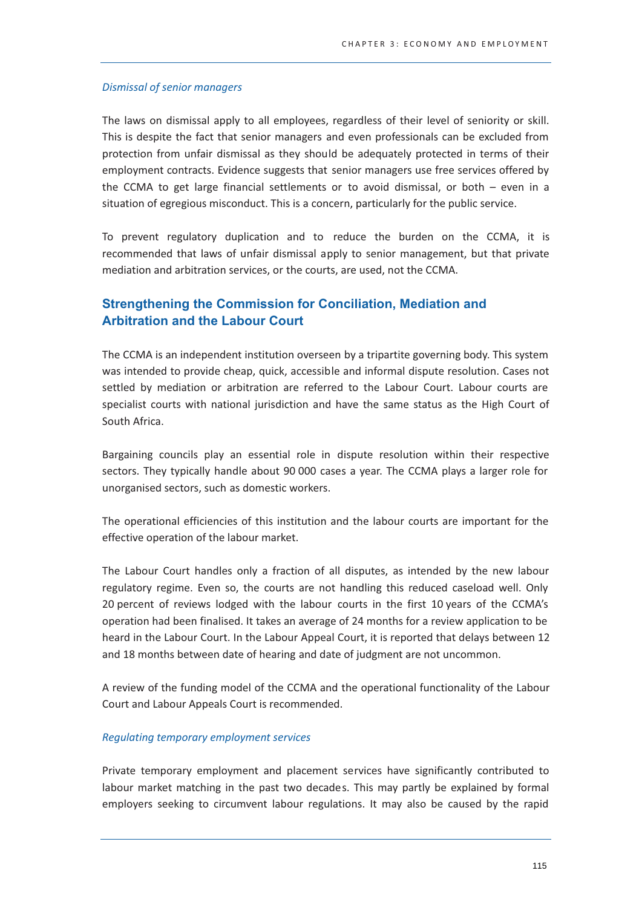*Dismissal of senior managers*

The laws on dismissal apply to all employees, regardless of their level of seniority or skill. This is despite the fact that senior managers and even professionals can be excluded from protection from unfair dismissal as they should be adequately protected in terms of their employment contracts. Evidence suggests that senior managers use free services offered by the CCMA to get large financial settlements or to avoid dismissal, or both – even in a situation of egregious misconduct. This is a concern, particularly for the public service.

To prevent regulatory duplication and to reduce the burden on the CCMA, it is recommended that laws of unfair dismissal apply to senior management, but that private mediation and arbitration services, or the courts, are used, not the CCMA.

## Strengthening the Commission for Conciliation, Mediation and Arbitration and the Labour Court

The CCMA is an independent institution overseen by a tripartite governing body. This system was intended to provide cheap, quick, accessible and informal dispute resolution. Cases not settled by mediation or arbitration are referred to the Labour Court. Labour courts are specialist courts with national jurisdiction and have the same status as the High Court of South Africa.

Bargaining councils play an essential role in dispute resolution within their respective sectors. They typically handle about 90 000 cases a year. The CCMA plays a larger role for unorganised sectors, such as domestic workers.

The operational efficiencies of this institution and the labour courts are important for the effective operation of the labour market.

The Labour Court handles only a fraction of all disputes, as intended by the new labour regulatory regime. Even so, the courts are not handling this reduced caseload well. Only 20 percent of reviews lodged with the labour courts in the first 10 years of the CCMA's operation had been finalised. It takes an average of 24 months for a review application to be heard in the Labour Court. In the Labour Appeal Court, it is reported that delays between 12 and 18 months between date of hearing and date of judgment are not uncommon.

A review of the funding model of the CCMA and the operational functionality of the Labour Court and Labour Appeals Court is recommended.

*Regulating temporary employment services*

Private temporary employment and placement services have significantly contributed to labour market matching in the past two decades. This may partly be explained by formal employers seeking to circumvent labour regulations. It may also be caused by the rapid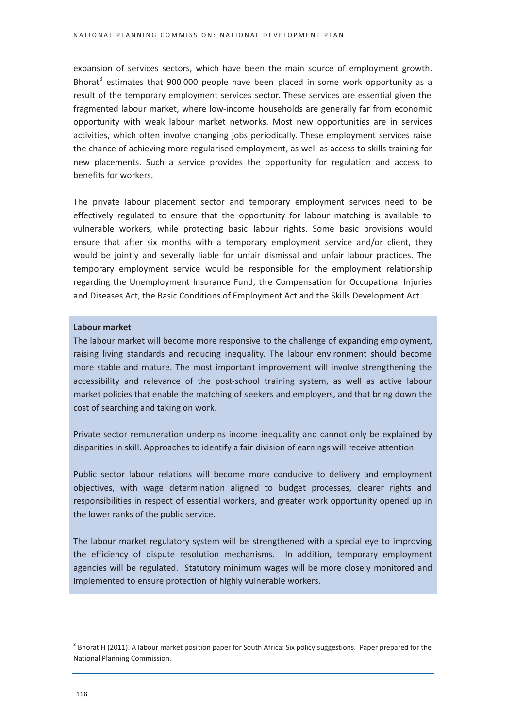expansion of services sectors, which have been the main source of employment growth. Bhorat[3] estimates that 900 000 people have been placed in some work opportunity as a result of the temporary employment services sector. These services are essential given the fragmented labour market, where low-income households are generally far from economic opportunity with weak labour market networks. Most new opportunities are in services activities, which often involve changing jobs periodically. These employment services raise the chance of achieving more regularised employment, as well as access to skills training for new placements. Such a service provides the opportunity for regulation and access to benefits for workers.

The private labour placement sector and temporary employment services need to be effectively regulated to ensure that the opportunity for labour matching is available to vulnerable workers, while protecting basic labour rights. Some basic provisions would ensure that after six months with a temporary employment service and/or client, they would be jointly and severally liable for unfair dismissal and unfair labour practices. The temporary employment service would be responsible for the employment relationship regarding the Unemployment Insurance Fund, the Compensation for Occupational Injuries and Diseases Act, the Basic Conditions of Employment Act and the Skills Development Act.

**Labour market**

The labour market will become more responsive to the challenge of expanding employment, raising living standards and reducing inequality. The labour environment should become more stable and mature. The most important improvement will involve strengthening the accessibility and relevance of the post-school training system, as well as active labour market policies that enable the matching of seekers and employers, and that bring down the cost of searching and taking on work.

Private sector remuneration underpins income inequality and cannot only be explained by disparities in skill. Approaches to identify a fair division of earnings will receive attention.

Public sector labour relations will become more conducive to delivery and employment objectives, with wage determination aligned to budget processes, clearer rights and responsibilities in respect of essential workers, and greater work opportunity opened up in the lower ranks of the public service.

The labour market regulatory system will be strengthened with a special eye to improving the efficiency of dispute resolution mechanisms. In addition, temporary employment agencies will be regulated. Statutory minimum wages will be more closely monitored and implemented to ensure protection of highly vulnerable workers.

[3] Bhorat H (2011). A labour market position paper for South Africa: Six policy suggestions. Paper prepared for the National Planning Commission.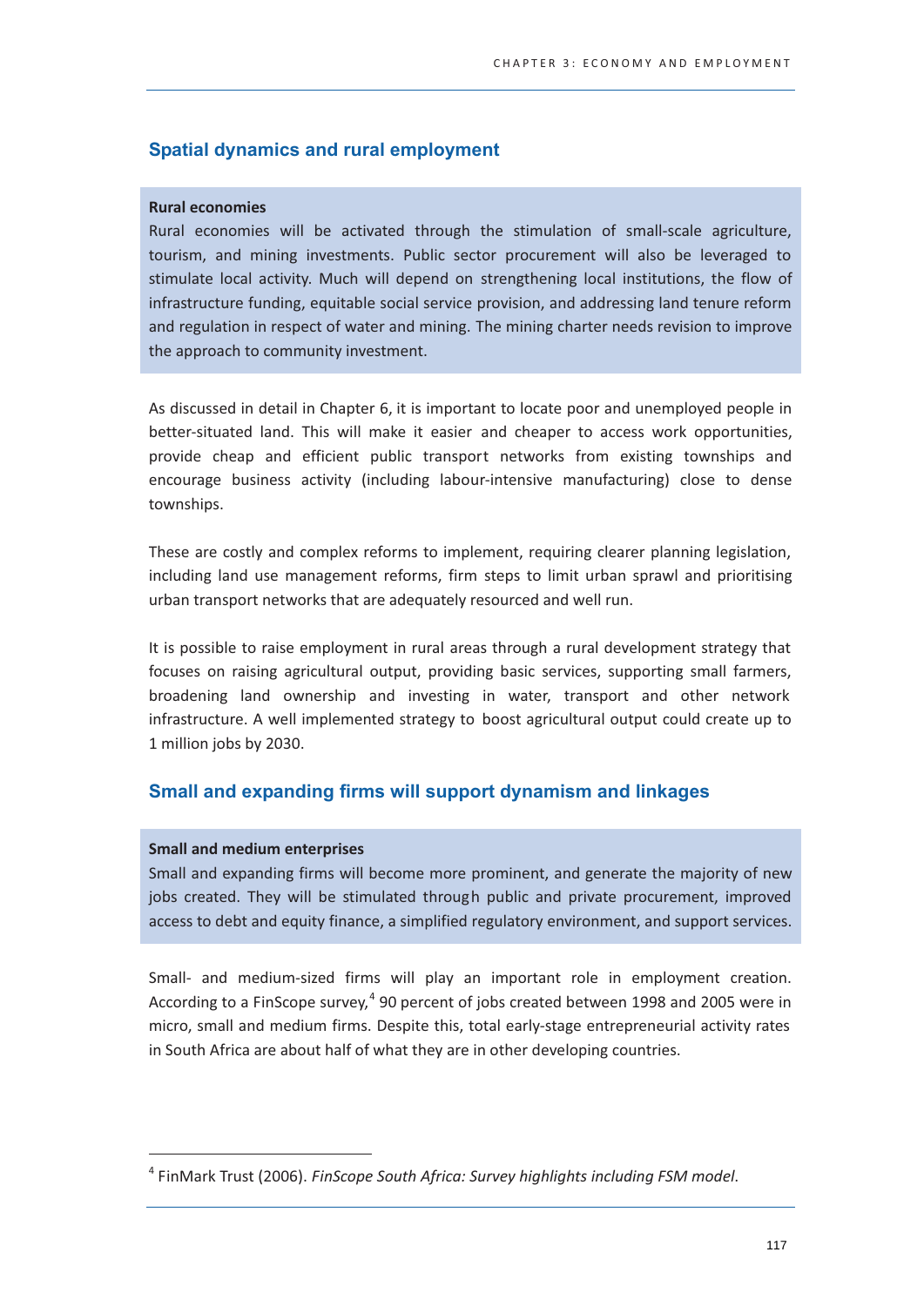## Spatial dynamics and rural employment

**Rural economies**

Rural economies will be activated through the stimulation of small-scale agriculture, tourism, and mining investments. Public sector procurement will also be leveraged to stimulate local activity. Much will depend on strengthening local institutions, the flow of infrastructure funding, equitable social service provision, and addressing land tenure reform and regulation in respect of water and mining. The mining charter needs revision to improve the approach to community investment.

As discussed in detail in Chapter 6, it is important to locate poor and unemployed people in better-situated land. This will make it easier and cheaper to access work opportunities, provide cheap and efficient public transport networks from existing townships and encourage business activity (including labour-intensive manufacturing) close to dense townships.

These are costly and complex reforms to implement, requiring clearer planning legislation, including land use management reforms, firm steps to limit urban sprawl and prioritising urban transport networks that are adequately resourced and well run.

It is possible to raise employment in rural areas through a rural development strategy that focuses on raising agricultural output, providing basic services, supporting small farmers, broadening land ownership and investing in water, transport and other network infrastructure. A well implemented strategy to boost agricultural output could create up to 1 million jobs by 2030.

## Small and expanding firms will support dynamism and linkages

**Small and medium enterprises**

Small and expanding firms will become more prominent, and generate the majority of new jobs created. They will be stimulated through public and private procurement, improved access to debt and equity finance, a simplified regulatory environment, and support services.

Small- and medium-sized firms will play an important role in employment creation. According to a FinScope survey,[4] 90 percent of jobs created between 1998 and 2005 were in micro, small and medium firms. Despite this, total early-stage entrepreneurial activity rates in South Africa are about half of what they are in other developing countries.

---

[4] FinMark Trust (2006). *FinScope South Africa: Survey highlights including FSM model*.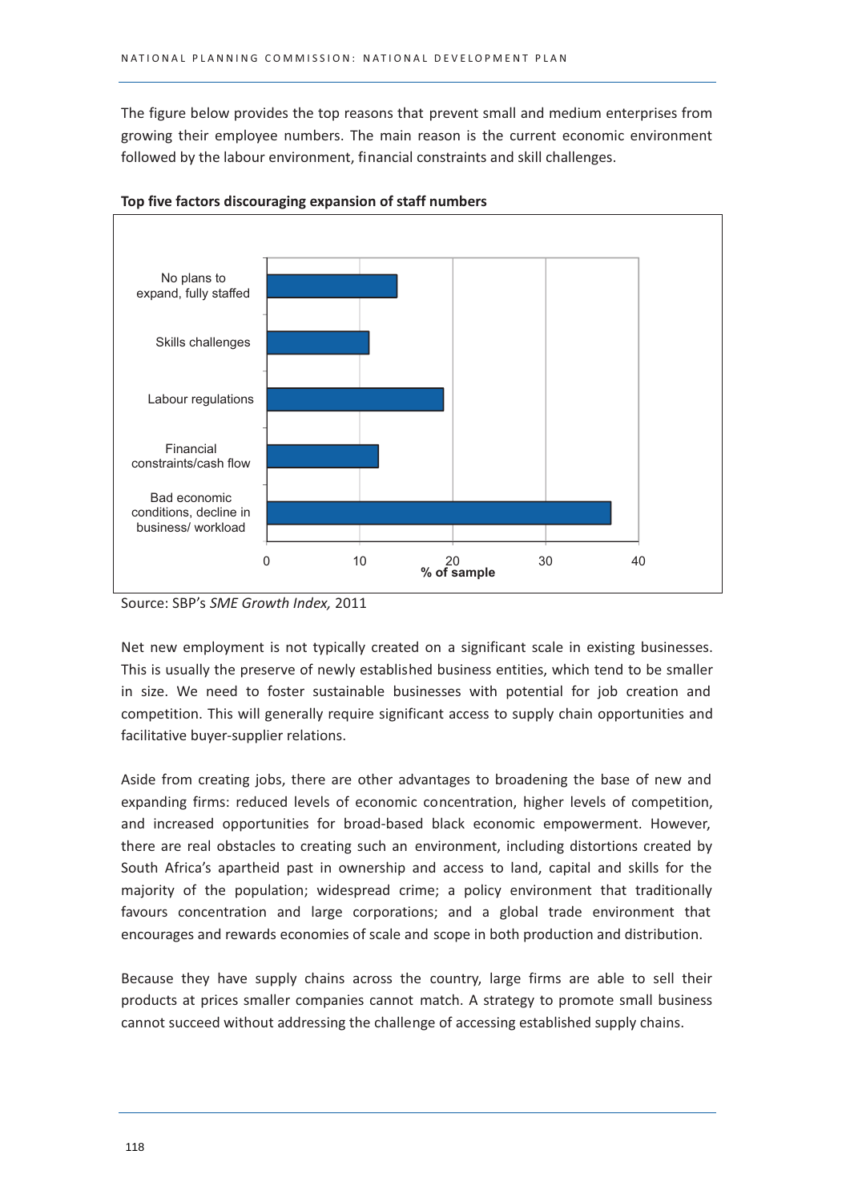The figure below provides the top reasons that prevent small and medium enterprises from growing their employee numbers. The main reason is the current economic environment followed by the labour environment, financial constraints and skill challenges.

**Top five factors discouraging expansion of staff numbers**

Source: SBP's *SME Growth Index,* 2011

Net new employment is not typically created on a significant scale in existing businesses. This is usually the preserve of newly established business entities, which tend to be smaller in size. We need to foster sustainable businesses with potential for job creation and competition. This will generally require significant access to supply chain opportunities and facilitative buyer-supplier relations.

Aside from creating jobs, there are other advantages to broadening the base of new and expanding firms: reduced levels of economic concentration, higher levels of competition, and increased opportunities for broad-based black economic empowerment. However, there are real obstacles to creating such an environment, including distortions created by South Africa's apartheid past in ownership and access to land, capital and skills for the majority of the population; widespread crime; a policy environment that traditionally favours concentration and large corporations; and a global trade environment that encourages and rewards economies of scale and scope in both production and distribution.

Because they have supply chains across the country, large firms are able to sell their products at prices smaller companies cannot match. A strategy to promote small business cannot succeed without addressing the challenge of accessing established supply chains.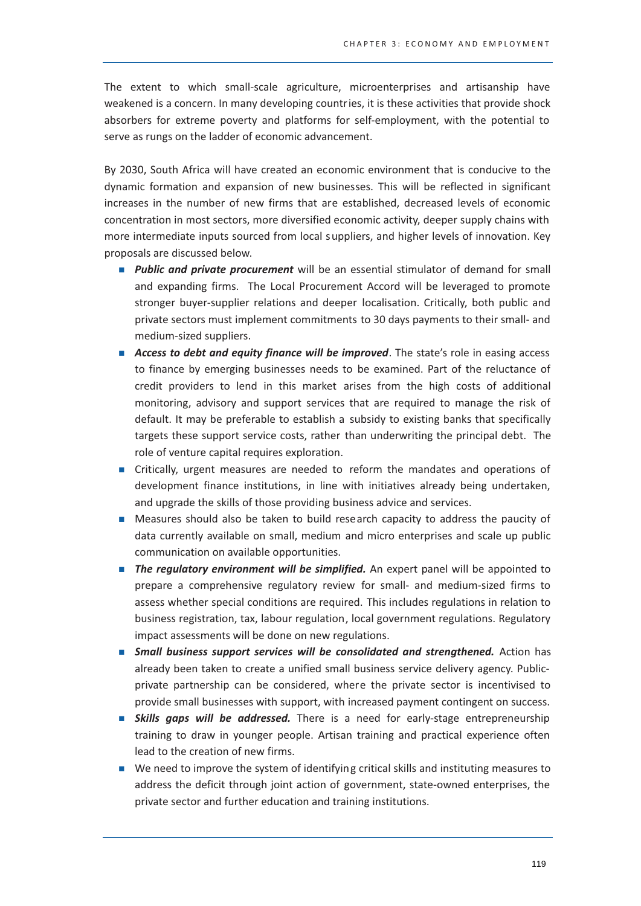The extent to which small-scale agriculture, microenterprises and artisanship have weakened is a concern. In many developing countries, it is these activities that provide shock absorbers for extreme poverty and platforms for self-employment, with the potential to serve as rungs on the ladder of economic advancement.

By 2030, South Africa will have created an economic environment that is conducive to the dynamic formation and expansion of new businesses. This will be reflected in significant increases in the number of new firms that are established, decreased levels of economic concentration in most sectors, more diversified economic activity, deeper supply chains with more intermediate inputs sourced from local suppliers, and higher levels of innovation. Key proposals are discussed below.

- ***Public and private procurement*** will be an essential stimulator of demand for small and expanding firms. The Local Procurement Accord will be leveraged to promote stronger buyer-supplier relations and deeper localisation. Critically, both public and private sectors must implement commitments to 30 days payments to their small- and medium-sized suppliers.
- ***Access to debt and equity finance will be improved***. The state's role in easing access to finance by emerging businesses needs to be examined. Part of the reluctance of credit providers to lend in this market arises from the high costs of additional monitoring, advisory and support services that are required to manage the risk of default. It may be preferable to establish a subsidy to existing banks that specifically targets these support service costs, rather than underwriting the principal debt. The role of venture capital requires exploration.
- Critically, urgent measures are needed to reform the mandates and operations of development finance institutions, in line with initiatives already being undertaken, and upgrade the skills of those providing business advice and services.
- Measures should also be taken to build research capacity to address the paucity of data currently available on small, medium and micro enterprises and scale up public communication on available opportunities.
- ***The regulatory environment will be simplified.*** An expert panel will be appointed to prepare a comprehensive regulatory review for small- and medium-sized firms to assess whether special conditions are required. This includes regulations in relation to business registration, tax, labour regulation, local government regulations. Regulatory impact assessments will be done on new regulations.
- ***Small business support services will be consolidated and strengthened.*** Action has already been taken to create a unified small business service delivery agency. Public-private partnership can be considered, where the private sector is incentivised to provide small businesses with support, with increased payment contingent on success.
- ***Skills gaps will be addressed.*** There is a need for early-stage entrepreneurship training to draw in younger people. Artisan training and practical experience often lead to the creation of new firms.
- We need to improve the system of identifying critical skills and instituting measures to address the deficit through joint action of government, state-owned enterprises, the private sector and further education and training institutions.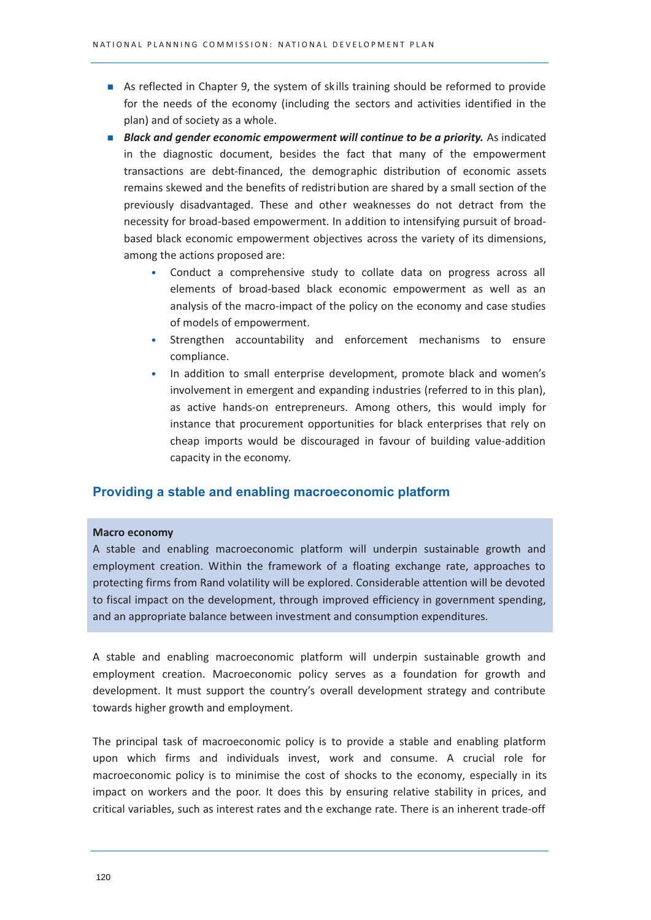- As reflected in Chapter 9, the system of skills training should be reformed to provide for the needs of the economy (including the sectors and activities identified in the plan) and of society as a whole.
- ***Black and gender economic empowerment will continue to be a priority.*** As indicated in the diagnostic document, besides the fact that many of the empowerment transactions are debt-financed, the demographic distribution of economic assets remains skewed and the benefits of redistribution are shared by a small section of the previously disadvantaged. These and other weaknesses do not detract from the necessity for broad-based empowerment. In addition to intensifying pursuit of broad-based black economic empowerment objectives across the variety of its dimensions, among the actions proposed are:
    - Conduct a comprehensive study to collate data on progress across all elements of broad-based black economic empowerment as well as an analysis of the macro-impact of the policy on the economy and case studies of models of empowerment.
    - Strengthen accountability and enforcement mechanisms to ensure compliance.
    - In addition to small enterprise development, promote black and women's involvement in emergent and expanding industries (referred to in this plan), as active hands-on entrepreneurs. Among others, this would imply for instance that procurement opportunities for black enterprises that rely on cheap imports would be discouraged in favour of building value-addition capacity in the economy.

## Providing a stable and enabling macroeconomic platform

**Macro economy**

A stable and enabling macroeconomic platform will underpin sustainable growth and employment creation. Within the framework of a floating exchange rate, approaches to protecting firms from Rand volatility will be explored. Considerable attention will be devoted to fiscal impact on the development, through improved efficiency in government spending, and an appropriate balance between investment and consumption expenditures.

A stable and enabling macroeconomic platform will underpin sustainable growth and employment creation. Macroeconomic policy serves as a foundation for growth and development. It must support the country's overall development strategy and contribute towards higher growth and employment.

The principal task of macroeconomic policy is to provide a stable and enabling platform upon which firms and individuals invest, work and consume. A crucial role for macroeconomic policy is to minimise the cost of shocks to the economy, especially in its impact on workers and the poor. It does this by ensuring relative stability in prices, and critical variables, such as interest rates and the exchange rate. There is an inherent trade-off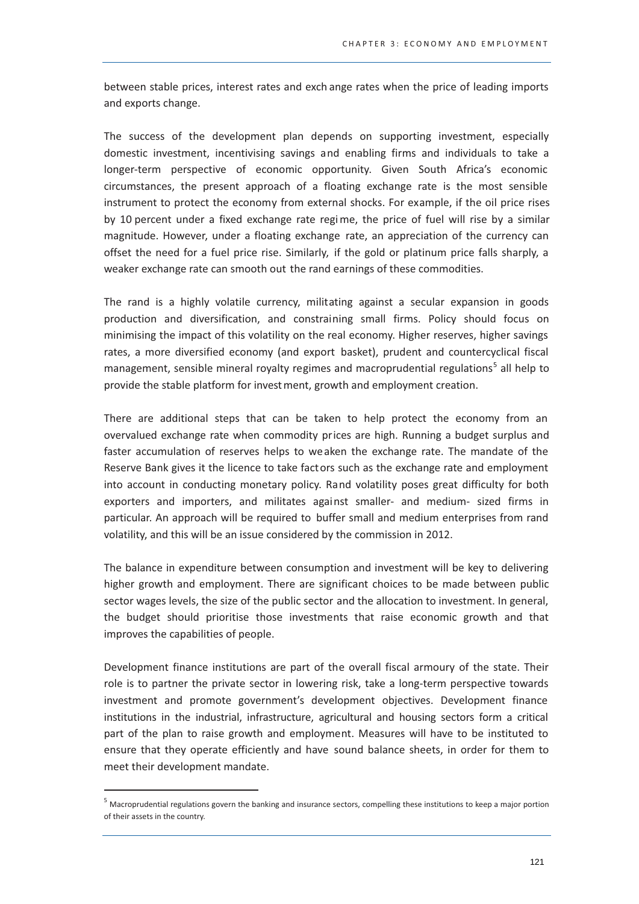between stable prices, interest rates and exchange rates when the price of leading imports and exports change.

The success of the development plan depends on supporting investment, especially domestic investment, incentivising savings and enabling firms and individuals to take a longer-term perspective of economic opportunity. Given South Africa's economic circumstances, the present approach of a floating exchange rate is the most sensible instrument to protect the economy from external shocks. For example, if the oil price rises by 10 percent under a fixed exchange rate regime, the price of fuel will rise by a similar magnitude. However, under a floating exchange rate, an appreciation of the currency can offset the need for a fuel price rise. Similarly, if the gold or platinum price falls sharply, a weaker exchange rate can smooth out the rand earnings of these commodities.

The rand is a highly volatile currency, militating against a secular expansion in goods production and diversification, and constraining small firms. Policy should focus on minimising the impact of this volatility on the real economy. Higher reserves, higher savings rates, a more diversified economy (and export basket), prudent and countercyclical fiscal management, sensible mineral royalty regimes and macroprudential regulations[5] all help to provide the stable platform for investment, growth and employment creation.

There are additional steps that can be taken to help protect the economy from an overvalued exchange rate when commodity prices are high. Running a budget surplus and faster accumulation of reserves helps to weaken the exchange rate. The mandate of the Reserve Bank gives it the licence to take factors such as the exchange rate and employment into account in conducting monetary policy. Rand volatility poses great difficulty for both exporters and importers, and militates against smaller- and medium- sized firms in particular. An approach will be required to buffer small and medium enterprises from rand volatility, and this will be an issue considered by the commission in 2012.

The balance in expenditure between consumption and investment will be key to delivering higher growth and employment. There are significant choices to be made between public sector wages levels, the size of the public sector and the allocation to investment. In general, the budget should prioritise those investments that raise economic growth and that improves the capabilities of people.

Development finance institutions are part of the overall fiscal armoury of the state. Their role is to partner the private sector in lowering risk, take a long-term perspective towards investment and promote government's development objectives. Development finance institutions in the industrial, infrastructure, agricultural and housing sectors form a critical part of the plan to raise growth and employment. Measures will have to be instituted to ensure that they operate efficiently and have sound balance sheets, in order for them to meet their development mandate.

---

[5] Macroprudential regulations govern the banking and insurance sectors, compelling these institutions to keep a major portion of their assets in the country.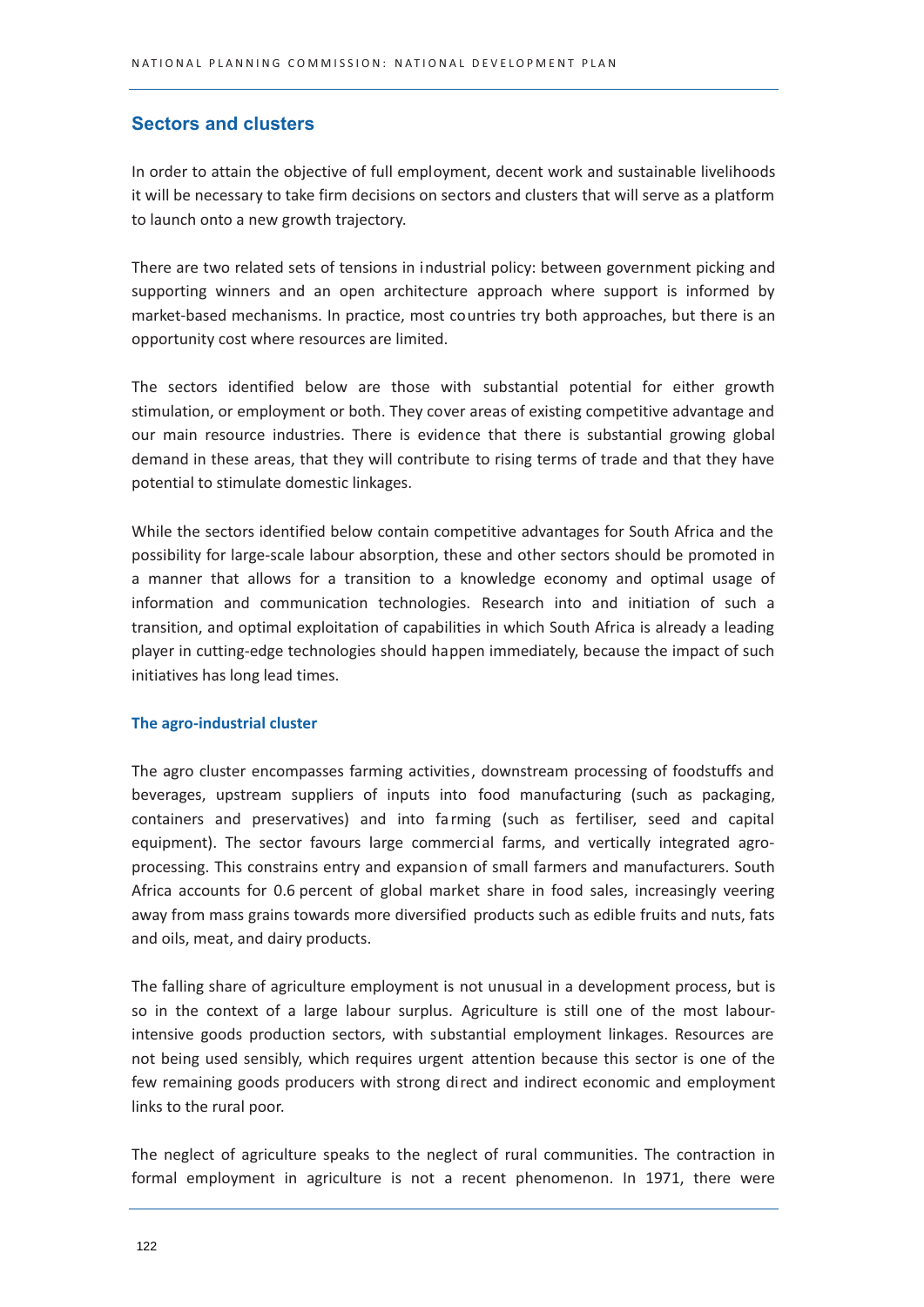## Sectors and clusters

In order to attain the objective of full employment, decent work and sustainable livelihoods it will be necessary to take firm decisions on sectors and clusters that will serve as a platform to launch onto a new growth trajectory.

There are two related sets of tensions in industrial policy: between government picking and supporting winners and an open architecture approach where support is informed by market-based mechanisms. In practice, most countries try both approaches, but there is an opportunity cost where resources are limited.

The sectors identified below are those with substantial potential for either growth stimulation, or employment or both. They cover areas of existing competitive advantage and our main resource industries. There is evidence that there is substantial growing global demand in these areas, that they will contribute to rising terms of trade and that they have potential to stimulate domestic linkages.

While the sectors identified below contain competitive advantages for South Africa and the possibility for large-scale labour absorption, these and other sectors should be promoted in a manner that allows for a transition to a knowledge economy and optimal usage of information and communication technologies. Research into and initiation of such a transition, and optimal exploitation of capabilities in which South Africa is already a leading player in cutting-edge technologies should happen immediately, because the impact of such initiatives has long lead times.

### The agro-industrial cluster

The agro cluster encompasses farming activities, downstream processing of foodstuffs and beverages, upstream suppliers of inputs into food manufacturing (such as packaging, containers and preservatives) and into farming (such as fertiliser, seed and capital equipment). The sector favours large commercial farms, and vertically integrated agro-processing. This constrains entry and expansion of small farmers and manufacturers. South Africa accounts for 0.6 percent of global market share in food sales, increasingly veering away from mass grains towards more diversified products such as edible fruits and nuts, fats and oils, meat, and dairy products.

The falling share of agriculture employment is not unusual in a development process, but is so in the context of a large labour surplus. Agriculture is still one of the most labour-intensive goods production sectors, with substantial employment linkages. Resources are not being used sensibly, which requires urgent attention because this sector is one of the few remaining goods producers with strong direct and indirect economic and employment links to the rural poor.

The neglect of agriculture speaks to the neglect of rural communities. The contraction in formal employment in agriculture is not a recent phenomenon. In 1971, there were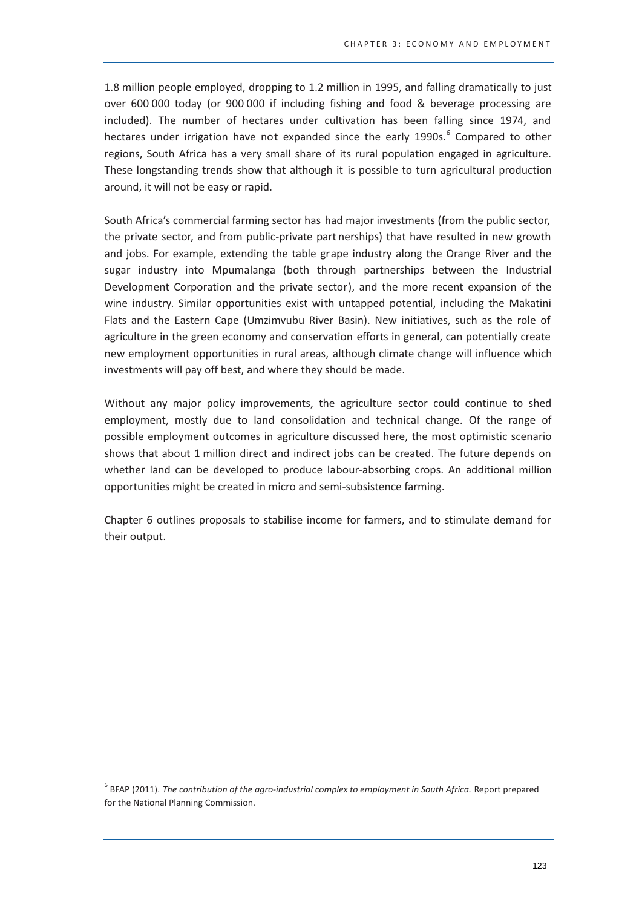1.8 million people employed, dropping to 1.2 million in 1995, and falling dramatically to just over 600 000 today (or 900 000 if including fishing and food & beverage processing are included). The number of hectares under cultivation has been falling since 1974, and hectares under irrigation have not expanded since the early 1990s.[6] Compared to other regions, South Africa has a very small share of its rural population engaged in agriculture. These longstanding trends show that although it is possible to turn agricultural production around, it will not be easy or rapid.

South Africa's commercial farming sector has had major investments (from the public sector, the private sector, and from public-private partnerships) that have resulted in new growth and jobs. For example, extending the table grape industry along the Orange River and the sugar industry into Mpumalanga (both through partnerships between the Industrial Development Corporation and the private sector), and the more recent expansion of the wine industry. Similar opportunities exist with untapped potential, including the Makatini Flats and the Eastern Cape (Umzimvubu River Basin). New initiatives, such as the role of agriculture in the green economy and conservation efforts in general, can potentially create new employment opportunities in rural areas, although climate change will influence which investments will pay off best, and where they should be made.

Without any major policy improvements, the agriculture sector could continue to shed employment, mostly due to land consolidation and technical change. Of the range of possible employment outcomes in agriculture discussed here, the most optimistic scenario shows that about 1 million direct and indirect jobs can be created. The future depends on whether land can be developed to produce labour-absorbing crops. An additional million opportunities might be created in micro and semi-subsistence farming.

Chapter 6 outlines proposals to stabilise income for farmers, and to stimulate demand for their output.

---

[6] BFAP (2011). *The contribution of the agro-industrial complex to employment in South Africa.* Report prepared for the National Planning Commission.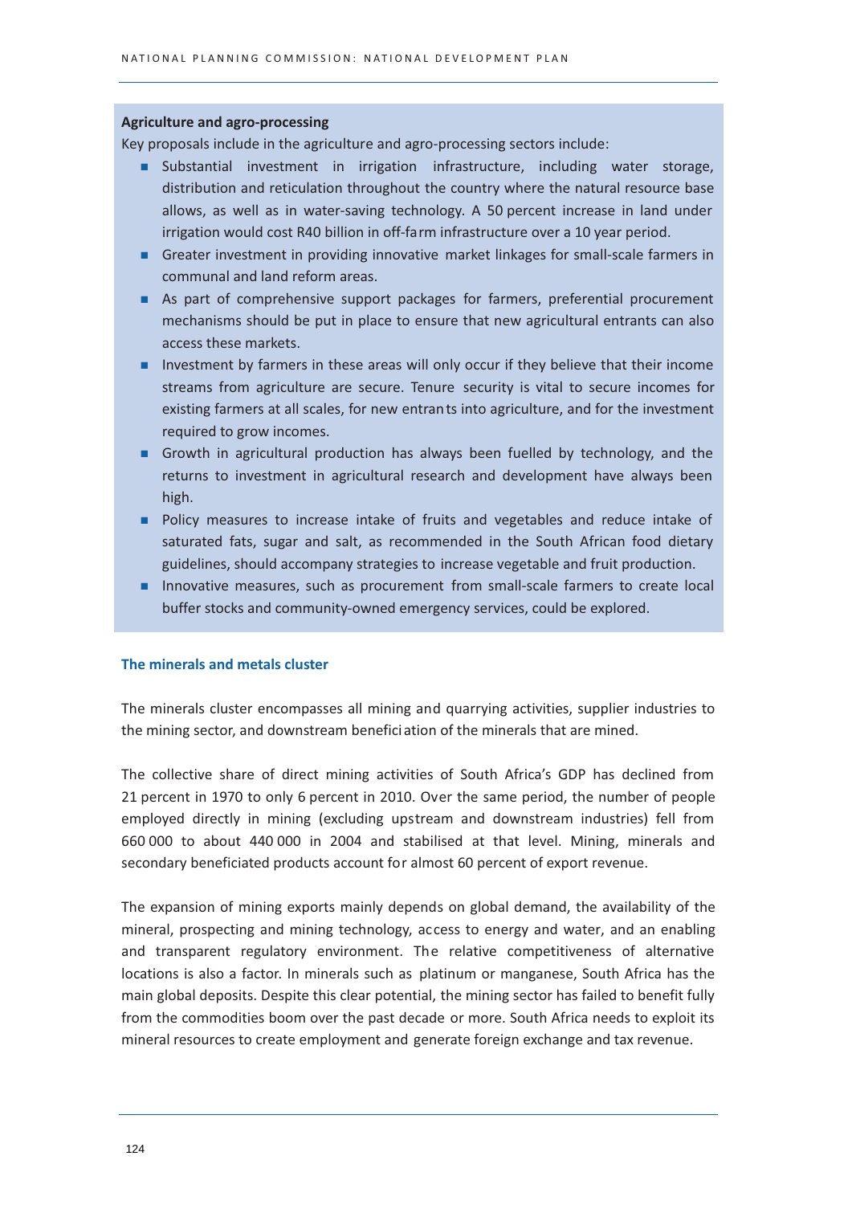**Agriculture and agro-processing**

Key proposals include in the agriculture and agro-processing sectors include:

- Substantial investment in irrigation infrastructure, including water storage, distribution and reticulation throughout the country where the natural resource base allows, as well as in water-saving technology. A 50 percent increase in land under irrigation would cost R40 billion in off-farm infrastructure over a 10 year period.
- Greater investment in providing innovative market linkages for small-scale farmers in communal and land reform areas.
- As part of comprehensive support packages for farmers, preferential procurement mechanisms should be put in place to ensure that new agricultural entrants can also access these markets.
- Investment by farmers in these areas will only occur if they believe that their income streams from agriculture are secure. Tenure security is vital to secure incomes for existing farmers at all scales, for new entrants into agriculture, and for the investment required to grow incomes.
- Growth in agricultural production has always been fuelled by technology, and the returns to investment in agricultural research and development have always been high.
- Policy measures to increase intake of fruits and vegetables and reduce intake of saturated fats, sugar and salt, as recommended in the South African food dietary guidelines, should accompany strategies to increase vegetable and fruit production.
- Innovative measures, such as procurement from small-scale farmers to create local buffer stocks and community-owned emergency services, could be explored.

### The minerals and metals cluster

The minerals cluster encompasses all mining and quarrying activities, supplier industries to the mining sector, and downstream beneficiation of the minerals that are mined.

The collective share of direct mining activities of South Africa's GDP has declined from 21 percent in 1970 to only 6 percent in 2010. Over the same period, the number of people employed directly in mining (excluding upstream and downstream industries) fell from 660 000 to about 440 000 in 2004 and stabilised at that level. Mining, minerals and secondary beneficiated products account for almost 60 percent of export revenue.

The expansion of mining exports mainly depends on global demand, the availability of the mineral, prospecting and mining technology, access to energy and water, and an enabling and transparent regulatory environment. The relative competitiveness of alternative locations is also a factor. In minerals such as platinum or manganese, South Africa has the main global deposits. Despite this clear potential, the mining sector has failed to benefit fully from the commodities boom over the past decade or more. South Africa needs to exploit its mineral resources to create employment and generate foreign exchange and tax revenue.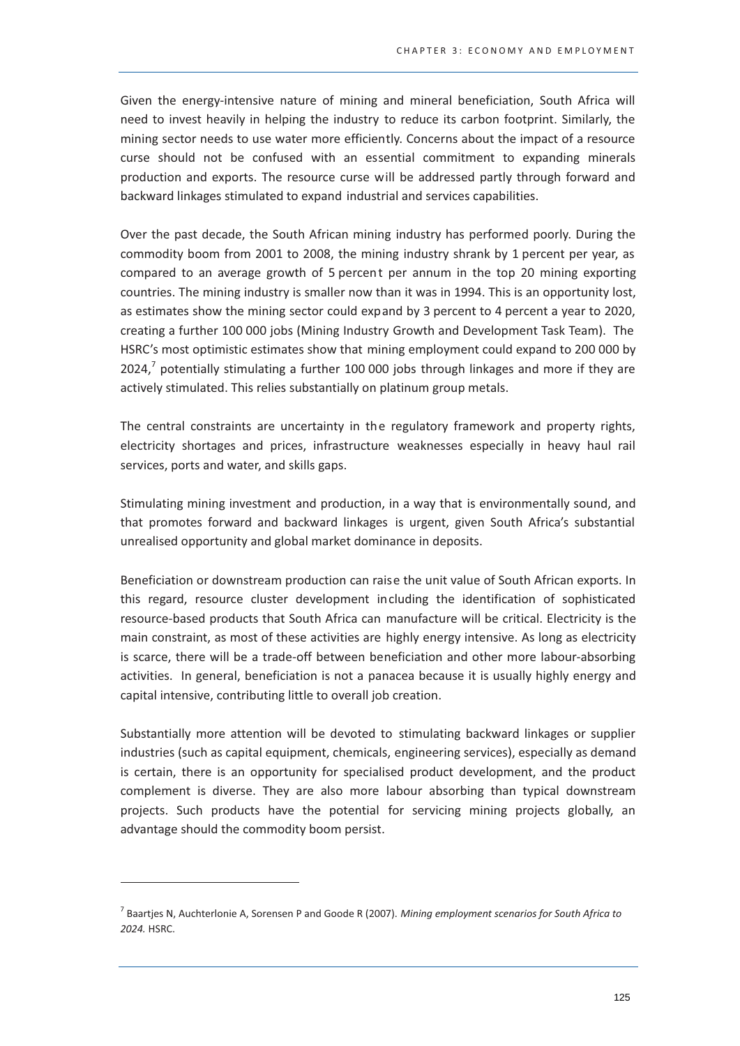Given the energy-intensive nature of mining and mineral beneficiation, South Africa will need to invest heavily in helping the industry to reduce its carbon footprint. Similarly, the mining sector needs to use water more efficiently. Concerns about the impact of a resource curse should not be confused with an essential commitment to expanding minerals production and exports. The resource curse will be addressed partly through forward and backward linkages stimulated to expand industrial and services capabilities.

Over the past decade, the South African mining industry has performed poorly. During the commodity boom from 2001 to 2008, the mining industry shrank by 1 percent per year, as compared to an average growth of 5 percent per annum in the top 20 mining exporting countries. The mining industry is smaller now than it was in 1994. This is an opportunity lost, as estimates show the mining sector could expand by 3 percent to 4 percent a year to 2020, creating a further 100 000 jobs (Mining Industry Growth and Development Task Team). The HSRC's most optimistic estimates show that mining employment could expand to 200 000 by 2024,[7] potentially stimulating a further 100 000 jobs through linkages and more if they are actively stimulated. This relies substantially on platinum group metals.

The central constraints are uncertainty in the regulatory framework and property rights, electricity shortages and prices, infrastructure weaknesses especially in heavy haul rail services, ports and water, and skills gaps.

Stimulating mining investment and production, in a way that is environmentally sound, and that promotes forward and backward linkages is urgent, given South Africa's substantial unrealised opportunity and global market dominance in deposits.

Beneficiation or downstream production can raise the unit value of South African exports. In this regard, resource cluster development including the identification of sophisticated resource-based products that South Africa can manufacture will be critical. Electricity is the main constraint, as most of these activities are highly energy intensive. As long as electricity is scarce, there will be a trade-off between beneficiation and other more labour-absorbing activities. In general, beneficiation is not a panacea because it is usually highly energy and capital intensive, contributing little to overall job creation.

Substantially more attention will be devoted to stimulating backward linkages or supplier industries (such as capital equipment, chemicals, engineering services), especially as demand is certain, there is an opportunity for specialised product development, and the product complement is diverse. They are also more labour absorbing than typical downstream projects. Such products have the potential for servicing mining projects globally, an advantage should the commodity boom persist.

---

[7] Baartjes N, Auchterlonie A, Sorensen P and Goode R (2007). *Mining employment scenarios for South Africa to 2024.* HSRC.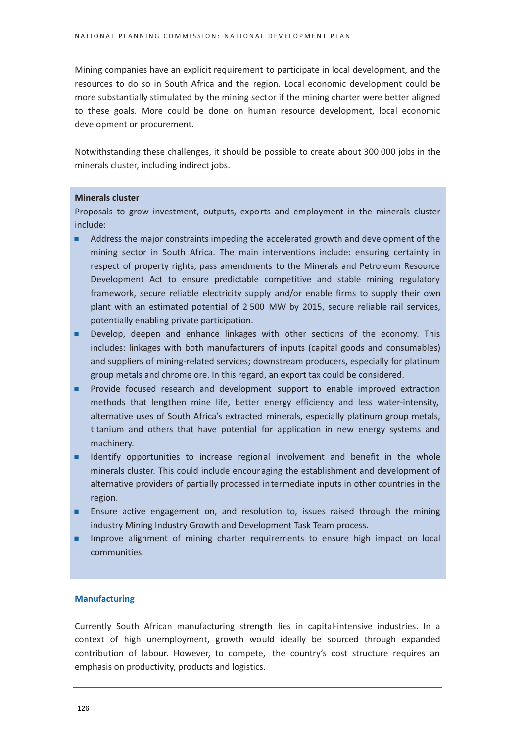Mining companies have an explicit requirement to participate in local development, and the resources to do so in South Africa and the region. Local economic development could be more substantially stimulated by the mining sector if the mining charter were better aligned to these goals. More could be done on human resource development, local economic development or procurement.

Notwithstanding these challenges, it should be possible to create about 300 000 jobs in the minerals cluster, including indirect jobs.

**Minerals cluster**

Proposals to grow investment, outputs, exports and employment in the minerals cluster include:

- Address the major constraints impeding the accelerated growth and development of the mining sector in South Africa. The main interventions include: ensuring certainty in respect of property rights, pass amendments to the Minerals and Petroleum Resource Development Act to ensure predictable competitive and stable mining regulatory framework, secure reliable electricity supply and/or enable firms to supply their own plant with an estimated potential of 2 500 MW by 2015, secure reliable rail services, potentially enabling private participation.
- Develop, deepen and enhance linkages with other sections of the economy. This includes: linkages with both manufacturers of inputs (capital goods and consumables) and suppliers of mining-related services; downstream producers, especially for platinum group metals and chrome ore. In this regard, an export tax could be considered.
- Provide focused research and development support to enable improved extraction methods that lengthen mine life, better energy efficiency and less water-intensity, alternative uses of South Africa's extracted minerals, especially platinum group metals, titanium and others that have potential for application in new energy systems and machinery.
- Identify opportunities to increase regional involvement and benefit in the whole minerals cluster. This could include encouraging the establishment and development of alternative providers of partially processed intermediate inputs in other countries in the region.
- Ensure active engagement on, and resolution to, issues raised through the mining industry Mining Industry Growth and Development Task Team process.
- Improve alignment of mining charter requirements to ensure high impact on local communities.

### Manufacturing

Currently South African manufacturing strength lies in capital-intensive industries. In a context of high unemployment, growth would ideally be sourced through expanded contribution of labour. However, to compete, the country's cost structure requires an emphasis on productivity, products and logistics.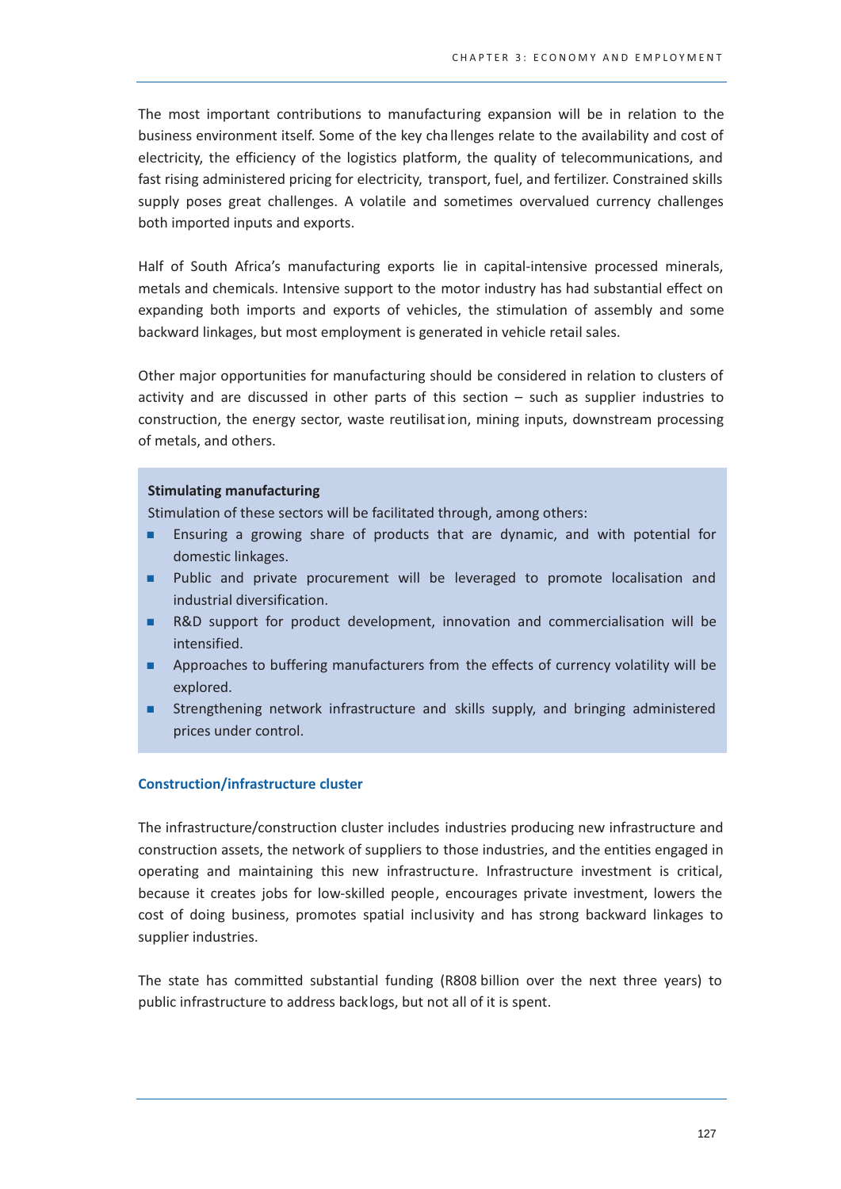The most important contributions to manufacturing expansion will be in relation to the business environment itself. Some of the key challenges relate to the availability and cost of electricity, the efficiency of the logistics platform, the quality of telecommunications, and fast rising administered pricing for electricity, transport, fuel, and fertilizer. Constrained skills supply poses great challenges. A volatile and sometimes overvalued currency challenges both imported inputs and exports.

Half of South Africa's manufacturing exports lie in capital-intensive processed minerals, metals and chemicals. Intensive support to the motor industry has had substantial effect on expanding both imports and exports of vehicles, the stimulation of assembly and some backward linkages, but most employment is generated in vehicle retail sales.

Other major opportunities for manufacturing should be considered in relation to clusters of activity and are discussed in other parts of this section – such as supplier industries to construction, the energy sector, waste reutilisation, mining inputs, downstream processing of metals, and others.

**Stimulating manufacturing**

Stimulation of these sectors will be facilitated through, among others:

- Ensuring a growing share of products that are dynamic, and with potential for domestic linkages.
- Public and private procurement will be leveraged to promote localisation and industrial diversification.
- R&D support for product development, innovation and commercialisation will be intensified.
- Approaches to buffering manufacturers from the effects of currency volatility will be explored.
- Strengthening network infrastructure and skills supply, and bringing administered prices under control.

### Construction/infrastructure cluster

The infrastructure/construction cluster includes industries producing new infrastructure and construction assets, the network of suppliers to those industries, and the entities engaged in operating and maintaining this new infrastructure. Infrastructure investment is critical, because it creates jobs for low-skilled people, encourages private investment, lowers the cost of doing business, promotes spatial inclusivity and has strong backward linkages to supplier industries.

The state has committed substantial funding (R808 billion over the next three years) to public infrastructure to address backlogs, but not all of it is spent.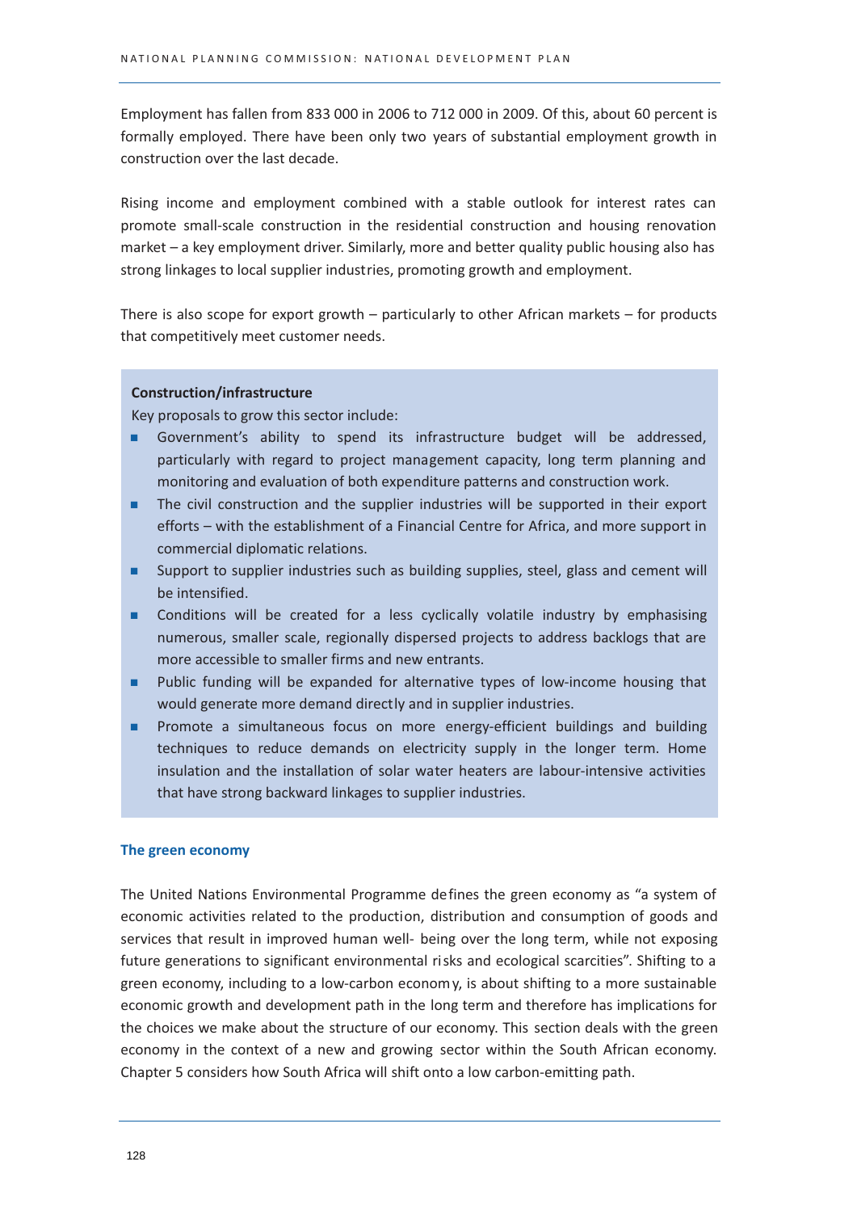Employment has fallen from 833 000 in 2006 to 712 000 in 2009. Of this, about 60 percent is formally employed. There have been only two years of substantial employment growth in construction over the last decade.

Rising income and employment combined with a stable outlook for interest rates can promote small-scale construction in the residential construction and housing renovation market – a key employment driver. Similarly, more and better quality public housing also has strong linkages to local supplier industries, promoting growth and employment.

There is also scope for export growth – particularly to other African markets – for products that competitively meet customer needs.

**Construction/infrastructure**

Key proposals to grow this sector include:

- Government's ability to spend its infrastructure budget will be addressed, particularly with regard to project management capacity, long term planning and monitoring and evaluation of both expenditure patterns and construction work.
- The civil construction and the supplier industries will be supported in their export efforts – with the establishment of a Financial Centre for Africa, and more support in commercial diplomatic relations.
- Support to supplier industries such as building supplies, steel, glass and cement will be intensified.
- Conditions will be created for a less cyclically volatile industry by emphasising numerous, smaller scale, regionally dispersed projects to address backlogs that are more accessible to smaller firms and new entrants.
- Public funding will be expanded for alternative types of low-income housing that would generate more demand directly and in supplier industries.
- Promote a simultaneous focus on more energy-efficient buildings and building techniques to reduce demands on electricity supply in the longer term. Home insulation and the installation of solar water heaters are labour-intensive activities that have strong backward linkages to supplier industries.

### The green economy

The United Nations Environmental Programme defines the green economy as "a system of economic activities related to the production, distribution and consumption of goods and services that result in improved human well- being over the long term, while not exposing future generations to significant environmental risks and ecological scarcities". Shifting to a green economy, including to a low-carbon economy, is about shifting to a more sustainable economic growth and development path in the long term and therefore has implications for the choices we make about the structure of our economy. This section deals with the green economy in the context of a new and growing sector within the South African economy. Chapter 5 considers how South Africa will shift onto a low carbon-emitting path.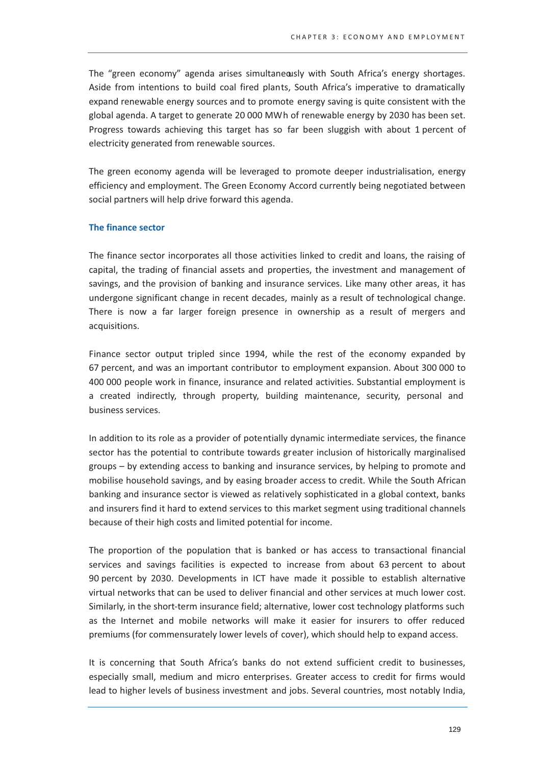The "green economy" agenda arises simultaneously with South Africa's energy shortages. Aside from intentions to build coal fired plants, South Africa's imperative to dramatically expand renewable energy sources and to promote energy saving is quite consistent with the global agenda. A target to generate 20 000 MWh of renewable energy by 2030 has been set. Progress towards achieving this target has so far been sluggish with about 1 percent of electricity generated from renewable sources.

The green economy agenda will be leveraged to promote deeper industrialisation, energy efficiency and employment. The Green Economy Accord currently being negotiated between social partners will help drive forward this agenda.

### The finance sector

The finance sector incorporates all those activities linked to credit and loans, the raising of capital, the trading of financial assets and properties, the investment and management of savings, and the provision of banking and insurance services. Like many other areas, it has undergone significant change in recent decades, mainly as a result of technological change. There is now a far larger foreign presence in ownership as a result of mergers and acquisitions.

Finance sector output tripled since 1994, while the rest of the economy expanded by 67 percent, and was an important contributor to employment expansion. About 300 000 to 400 000 people work in finance, insurance and related activities. Substantial employment is a created indirectly, through property, building maintenance, security, personal and business services.

In addition to its role as a provider of potentially dynamic intermediate services, the finance sector has the potential to contribute towards greater inclusion of historically marginalised groups – by extending access to banking and insurance services, by helping to promote and mobilise household savings, and by easing broader access to credit. While the South African banking and insurance sector is viewed as relatively sophisticated in a global context, banks and insurers find it hard to extend services to this market segment using traditional channels because of their high costs and limited potential for income.

The proportion of the population that is banked or has access to transactional financial services and savings facilities is expected to increase from about 63 percent to about 90 percent by 2030. Developments in ICT have made it possible to establish alternative virtual networks that can be used to deliver financial and other services at much lower cost. Similarly, in the short-term insurance field; alternative, lower cost technology platforms such as the Internet and mobile networks will make it easier for insurers to offer reduced premiums (for commensurately lower levels of cover), which should help to expand access.

It is concerning that South Africa's banks do not extend sufficient credit to businesses, especially small, medium and micro enterprises. Greater access to credit for firms would lead to higher levels of business investment and jobs. Several countries, most notably India,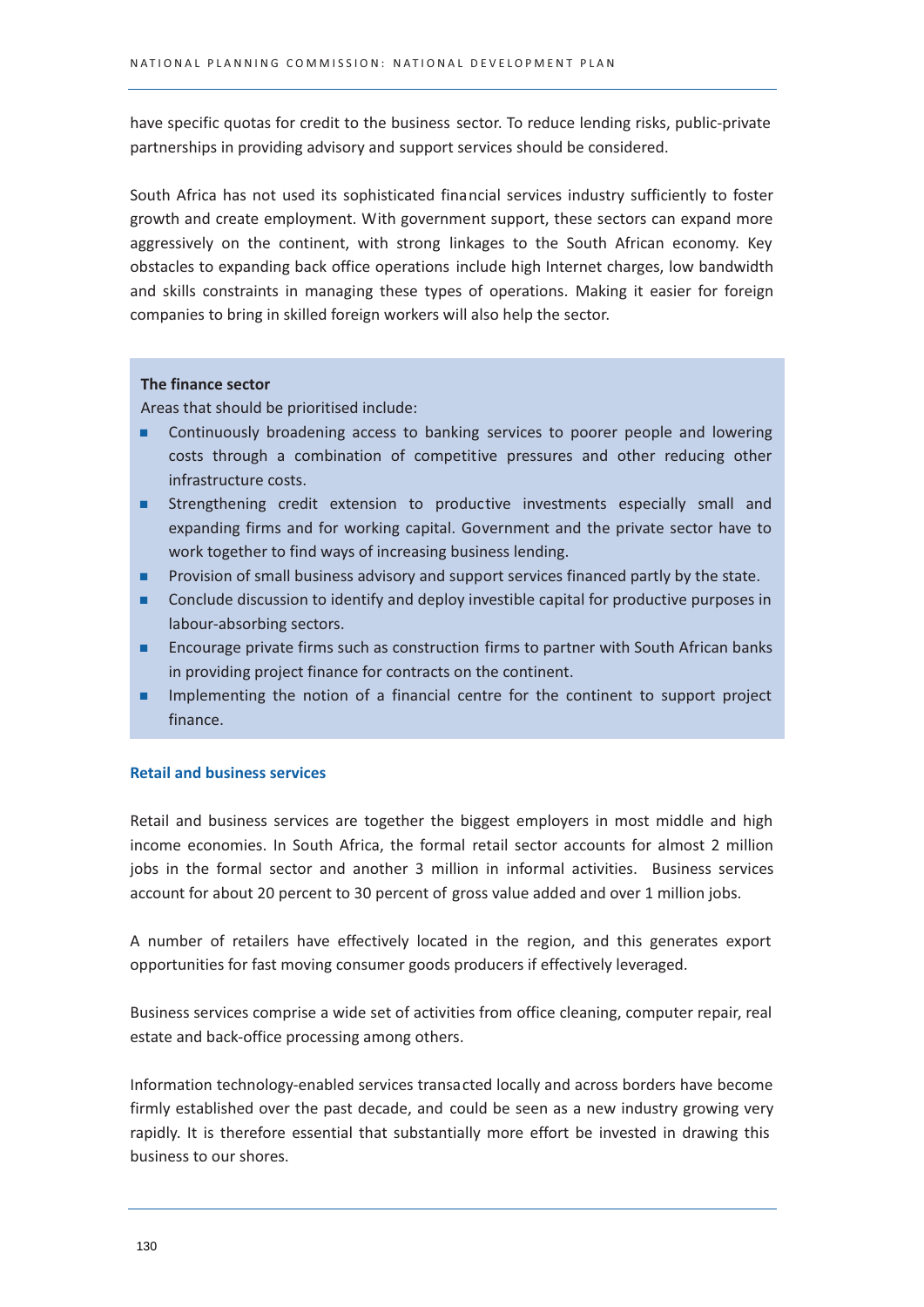have specific quotas for credit to the business sector. To reduce lending risks, public-private partnerships in providing advisory and support services should be considered.

South Africa has not used its sophisticated financial services industry sufficiently to foster growth and create employment. With government support, these sectors can expand more aggressively on the continent, with strong linkages to the South African economy. Key obstacles to expanding back office operations include high Internet charges, low bandwidth and skills constraints in managing these types of operations. Making it easier for foreign companies to bring in skilled foreign workers will also help the sector.

**The finance sector**

Areas that should be prioritised include:

- Continuously broadening access to banking services to poorer people and lowering costs through a combination of competitive pressures and other reducing other infrastructure costs.
- Strengthening credit extension to productive investments especially small and expanding firms and for working capital. Government and the private sector have to work together to find ways of increasing business lending.
- Provision of small business advisory and support services financed partly by the state.
- Conclude discussion to identify and deploy investible capital for productive purposes in labour-absorbing sectors.
- Encourage private firms such as construction firms to partner with South African banks in providing project finance for contracts on the continent.
- Implementing the notion of a financial centre for the continent to support project finance.

### Retail and business services

Retail and business services are together the biggest employers in most middle and high income economies. In South Africa, the formal retail sector accounts for almost 2 million jobs in the formal sector and another 3 million in informal activities. Business services account for about 20 percent to 30 percent of gross value added and over 1 million jobs.

A number of retailers have effectively located in the region, and this generates export opportunities for fast moving consumer goods producers if effectively leveraged.

Business services comprise a wide set of activities from office cleaning, computer repair, real estate and back-office processing among others.

Information technology-enabled services transacted locally and across borders have become firmly established over the past decade, and could be seen as a new industry growing very rapidly. It is therefore essential that substantially more effort be invested in drawing this business to our shores.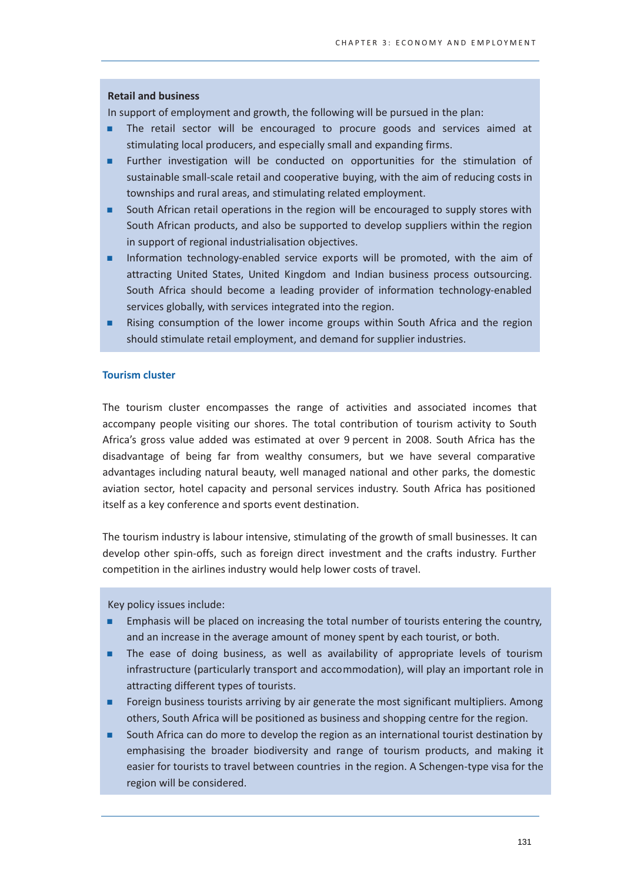**Retail and business**

In support of employment and growth, the following will be pursued in the plan:

- The retail sector will be encouraged to procure goods and services aimed at stimulating local producers, and especially small and expanding firms.
- Further investigation will be conducted on opportunities for the stimulation of sustainable small-scale retail and cooperative buying, with the aim of reducing costs in townships and rural areas, and stimulating related employment.
- South African retail operations in the region will be encouraged to supply stores with South African products, and also be supported to develop suppliers within the region in support of regional industrialisation objectives.
- Information technology-enabled service exports will be promoted, with the aim of attracting United States, United Kingdom and Indian business process outsourcing. South Africa should become a leading provider of information technology-enabled services globally, with services integrated into the region.
- Rising consumption of the lower income groups within South Africa and the region should stimulate retail employment, and demand for supplier industries.

### Tourism cluster

The tourism cluster encompasses the range of activities and associated incomes that accompany people visiting our shores. The total contribution of tourism activity to South Africa's gross value added was estimated at over 9 percent in 2008. South Africa has the disadvantage of being far from wealthy consumers, but we have several comparative advantages including natural beauty, well managed national and other parks, the domestic aviation sector, hotel capacity and personal services industry. South Africa has positioned itself as a key conference and sports event destination.

The tourism industry is labour intensive, stimulating of the growth of small businesses. It can develop other spin-offs, such as foreign direct investment and the crafts industry. Further competition in the airlines industry would help lower costs of travel.

Key policy issues include:

- Emphasis will be placed on increasing the total number of tourists entering the country, and an increase in the average amount of money spent by each tourist, or both.
- The ease of doing business, as well as availability of appropriate levels of tourism infrastructure (particularly transport and accommodation), will play an important role in attracting different types of tourists.
- Foreign business tourists arriving by air generate the most significant multipliers. Among others, South Africa will be positioned as business and shopping centre for the region.
- South Africa can do more to develop the region as an international tourist destination by emphasising the broader biodiversity and range of tourism products, and making it easier for tourists to travel between countries in the region. A Schengen-type visa for the region will be considered.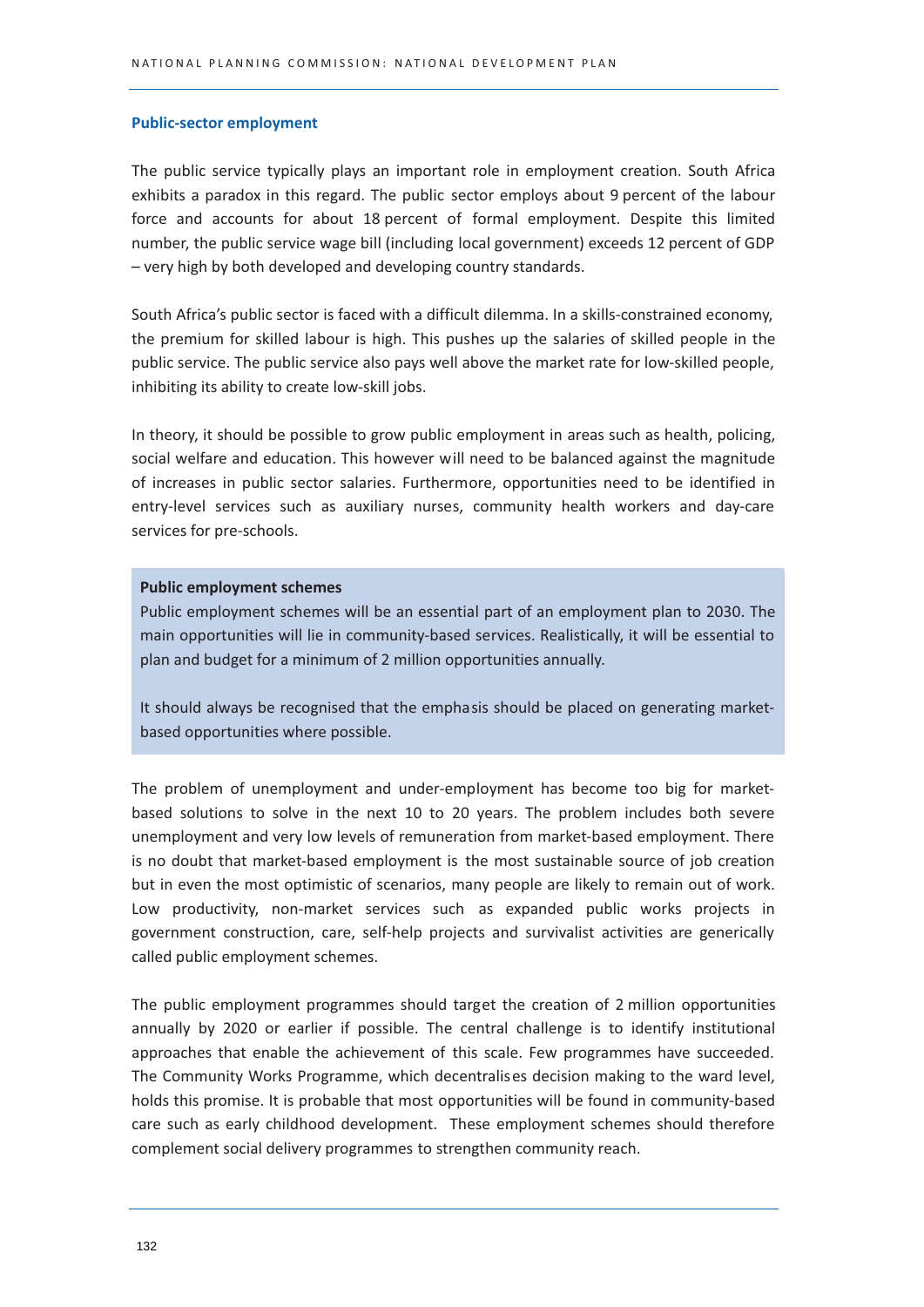### Public-sector employment

The public service typically plays an important role in employment creation. South Africa exhibits a paradox in this regard. The public sector employs about 9 percent of the labour force and accounts for about 18 percent of formal employment. Despite this limited number, the public service wage bill (including local government) exceeds 12 percent of GDP – very high by both developed and developing country standards.

South Africa's public sector is faced with a difficult dilemma. In a skills-constrained economy, the premium for skilled labour is high. This pushes up the salaries of skilled people in the public service. The public service also pays well above the market rate for low-skilled people, inhibiting its ability to create low-skill jobs.

In theory, it should be possible to grow public employment in areas such as health, policing, social welfare and education. This however will need to be balanced against the magnitude of increases in public sector salaries. Furthermore, opportunities need to be identified in entry-level services such as auxiliary nurses, community health workers and day-care services for pre-schools.

> **Public employment schemes**
>
> Public employment schemes will be an essential part of an employment plan to 2030. The main opportunities will lie in community-based services. Realistically, it will be essential to plan and budget for a minimum of 2 million opportunities annually.
>
> It should always be recognised that the emphasis should be placed on generating market-based opportunities where possible.

The problem of unemployment and under-employment has become too big for market-based solutions to solve in the next 10 to 20 years. The problem includes both severe unemployment and very low levels of remuneration from market-based employment. There is no doubt that market-based employment is the most sustainable source of job creation but in even the most optimistic of scenarios, many people are likely to remain out of work. Low productivity, non-market services such as expanded public works projects in government construction, care, self-help projects and survivalist activities are generically called public employment schemes.

The public employment programmes should target the creation of 2 million opportunities annually by 2020 or earlier if possible. The central challenge is to identify institutional approaches that enable the achievement of this scale. Few programmes have succeeded. The Community Works Programme, which decentralises decision making to the ward level, holds this promise. It is probable that most opportunities will be found in community-based care such as early childhood development. These employment schemes should therefore complement social delivery programmes to strengthen community reach.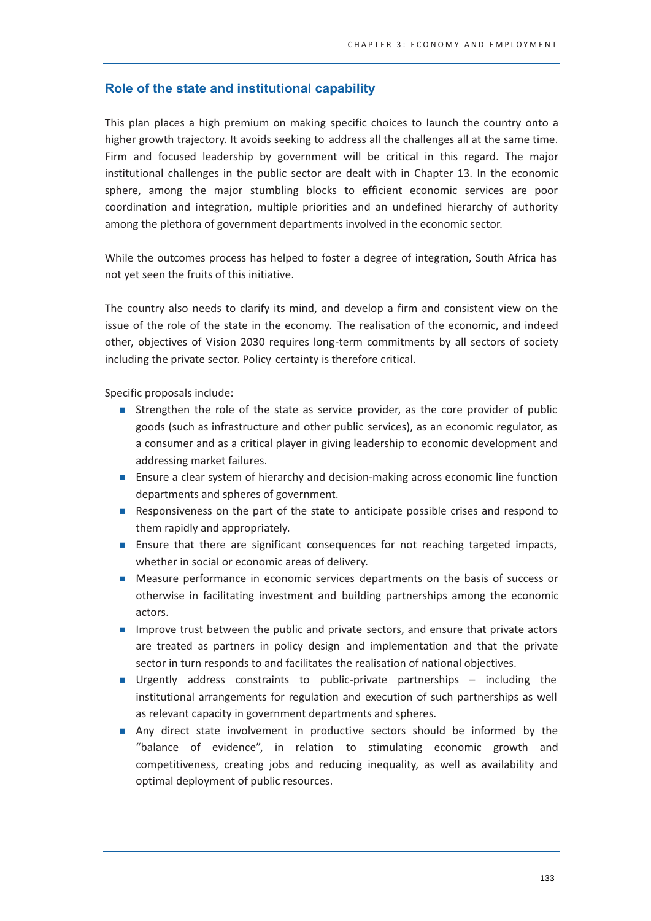## Role of the state and institutional capability

This plan places a high premium on making specific choices to launch the country onto a higher growth trajectory. It avoids seeking to address all the challenges all at the same time. Firm and focused leadership by government will be critical in this regard. The major institutional challenges in the public sector are dealt with in Chapter 13. In the economic sphere, among the major stumbling blocks to efficient economic services are poor coordination and integration, multiple priorities and an undefined hierarchy of authority among the plethora of government departments involved in the economic sector.

While the outcomes process has helped to foster a degree of integration, South Africa has not yet seen the fruits of this initiative.

The country also needs to clarify its mind, and develop a firm and consistent view on the issue of the role of the state in the economy. The realisation of the economic, and indeed other, objectives of Vision 2030 requires long-term commitments by all sectors of society including the private sector. Policy certainty is therefore critical.

Specific proposals include:

- Strengthen the role of the state as service provider, as the core provider of public goods (such as infrastructure and other public services), as an economic regulator, as a consumer and as a critical player in giving leadership to economic development and addressing market failures.
- Ensure a clear system of hierarchy and decision-making across economic line function departments and spheres of government.
- Responsiveness on the part of the state to anticipate possible crises and respond to them rapidly and appropriately.
- Ensure that there are significant consequences for not reaching targeted impacts, whether in social or economic areas of delivery.
- Measure performance in economic services departments on the basis of success or otherwise in facilitating investment and building partnerships among the economic actors.
- Improve trust between the public and private sectors, and ensure that private actors are treated as partners in policy design and implementation and that the private sector in turn responds to and facilitates the realisation of national objectives.
- Urgently address constraints to public-private partnerships – including the institutional arrangements for regulation and execution of such partnerships as well as relevant capacity in government departments and spheres.
- Any direct state involvement in productive sectors should be informed by the "balance of evidence", in relation to stimulating economic growth and competitiveness, creating jobs and reducing inequality, as well as availability and optimal deployment of public resources.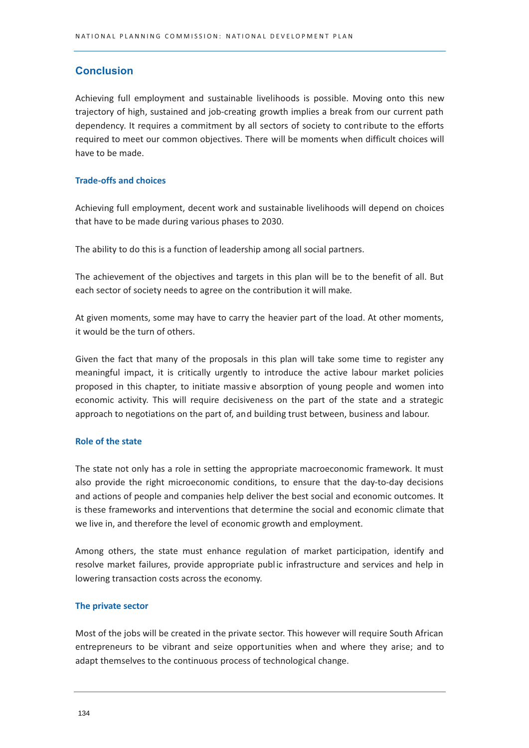## Conclusion

Achieving full employment and sustainable livelihoods is possible. Moving onto this new trajectory of high, sustained and job-creating growth implies a break from our current path dependency. It requires a commitment by all sectors of society to contribute to the efforts required to meet our common objectives. There will be moments when difficult choices will have to be made.

### Trade-offs and choices

Achieving full employment, decent work and sustainable livelihoods will depend on choices that have to be made during various phases to 2030.

The ability to do this is a function of leadership among all social partners.

The achievement of the objectives and targets in this plan will be to the benefit of all. But each sector of society needs to agree on the contribution it will make.

At given moments, some may have to carry the heavier part of the load. At other moments, it would be the turn of others.

Given the fact that many of the proposals in this plan will take some time to register any meaningful impact, it is critically urgently to introduce the active labour market policies proposed in this chapter, to initiate massive absorption of young people and women into economic activity. This will require decisiveness on the part of the state and a strategic approach to negotiations on the part of, and building trust between, business and labour.

### Role of the state

The state not only has a role in setting the appropriate macroeconomic framework. It must also provide the right microeconomic conditions, to ensure that the day-to-day decisions and actions of people and companies help deliver the best social and economic outcomes. It is these frameworks and interventions that determine the social and economic climate that we live in, and therefore the level of economic growth and employment.

Among others, the state must enhance regulation of market participation, identify and resolve market failures, provide appropriate public infrastructure and services and help in lowering transaction costs across the economy.

### The private sector

Most of the jobs will be created in the private sector. This however will require South African entrepreneurs to be vibrant and seize opportunities when and where they arise; and to adapt themselves to the continuous process of technological change.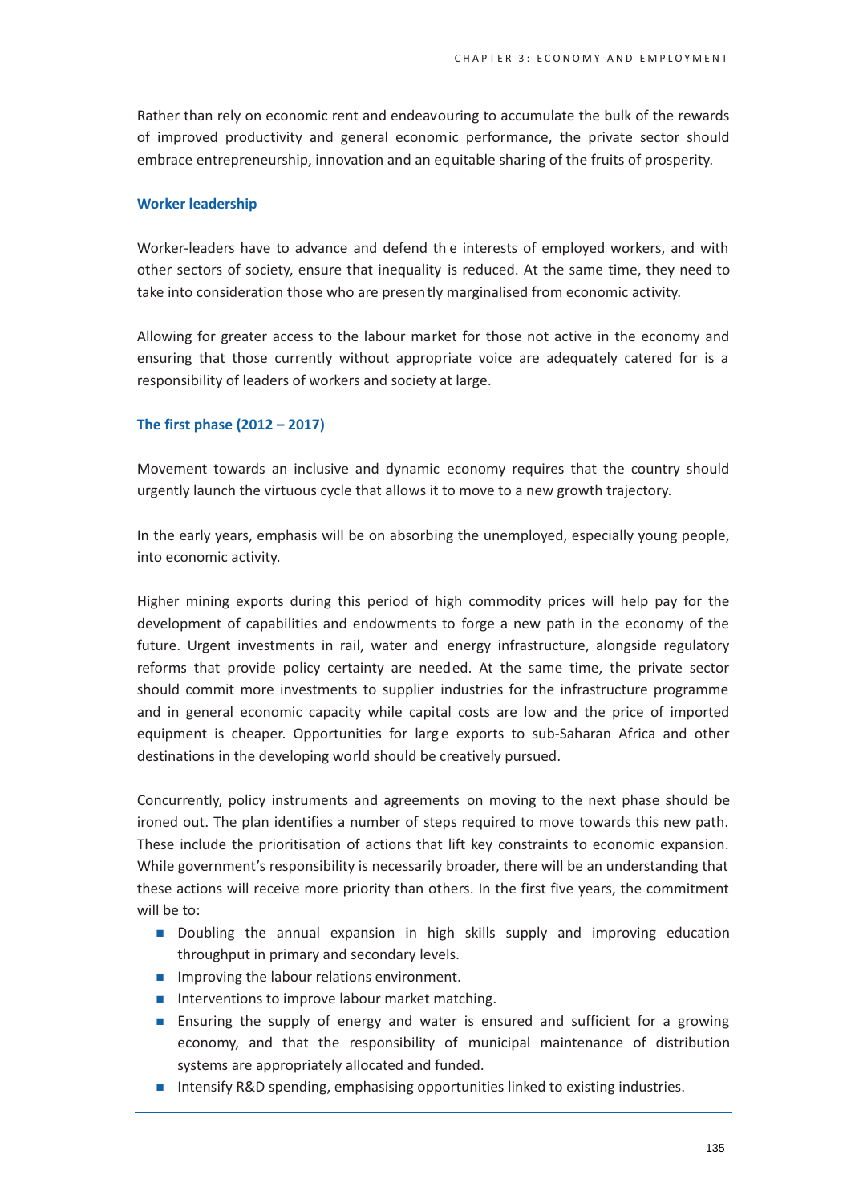Rather than rely on economic rent and endeavouring to accumulate the bulk of the rewards of improved productivity and general economic performance, the private sector should embrace entrepreneurship, innovation and an equitable sharing of the fruits of prosperity.

### Worker leadership

Worker-leaders have to advance and defend the interests of employed workers, and with other sectors of society, ensure that inequality is reduced. At the same time, they need to take into consideration those who are presently marginalised from economic activity.

Allowing for greater access to the labour market for those not active in the economy and ensuring that those currently without appropriate voice are adequately catered for is a responsibility of leaders of workers and society at large.

### The first phase (2012 – 2017)

Movement towards an inclusive and dynamic economy requires that the country should urgently launch the virtuous cycle that allows it to move to a new growth trajectory.

In the early years, emphasis will be on absorbing the unemployed, especially young people, into economic activity.

Higher mining exports during this period of high commodity prices will help pay for the development of capabilities and endowments to forge a new path in the economy of the future. Urgent investments in rail, water and energy infrastructure, alongside regulatory reforms that provide policy certainty are needed. At the same time, the private sector should commit more investments to supplier industries for the infrastructure programme and in general economic capacity while capital costs are low and the price of imported equipment is cheaper. Opportunities for large exports to sub-Saharan Africa and other destinations in the developing world should be creatively pursued.

Concurrently, policy instruments and agreements on moving to the next phase should be ironed out. The plan identifies a number of steps required to move towards this new path. These include the prioritisation of actions that lift key constraints to economic expansion. While government's responsibility is necessarily broader, there will be an understanding that these actions will receive more priority than others. In the first five years, the commitment will be to:

- Doubling the annual expansion in high skills supply and improving education throughput in primary and secondary levels.
- Improving the labour relations environment.
- Interventions to improve labour market matching.
- Ensuring the supply of energy and water is ensured and sufficient for a growing economy, and that the responsibility of municipal maintenance of distribution systems are appropriately allocated and funded.
- Intensify R&D spending, emphasising opportunities linked to existing industries.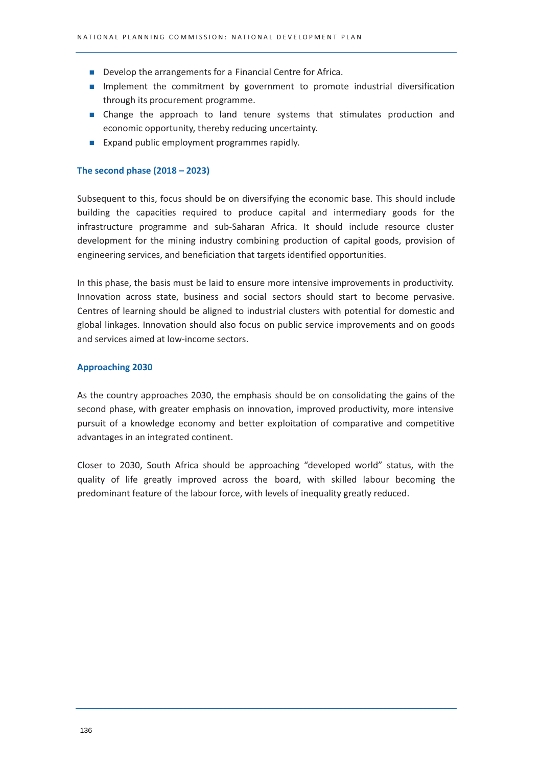- Develop the arrangements for a Financial Centre for Africa.
- Implement the commitment by government to promote industrial diversification through its procurement programme.
- Change the approach to land tenure systems that stimulates production and economic opportunity, thereby reducing uncertainty.
- Expand public employment programmes rapidly.

### The second phase (2018 – 2023)

Subsequent to this, focus should be on diversifying the economic base. This should include building the capacities required to produce capital and intermediary goods for the infrastructure programme and sub-Saharan Africa. It should include resource cluster development for the mining industry combining production of capital goods, provision of engineering services, and beneficiation that targets identified opportunities.

In this phase, the basis must be laid to ensure more intensive improvements in productivity. Innovation across state, business and social sectors should start to become pervasive. Centres of learning should be aligned to industrial clusters with potential for domestic and global linkages. Innovation should also focus on public service improvements and on goods and services aimed at low-income sectors.

### Approaching 2030

As the country approaches 2030, the emphasis should be on consolidating the gains of the second phase, with greater emphasis on innovation, improved productivity, more intensive pursuit of a knowledge economy and better exploitation of comparative and competitive advantages in an integrated continent.

Closer to 2030, South Africa should be approaching "developed world" status, with the quality of life greatly improved across the board, with skilled labour becoming the predominant feature of the labour force, with levels of inequality greatly reduced.